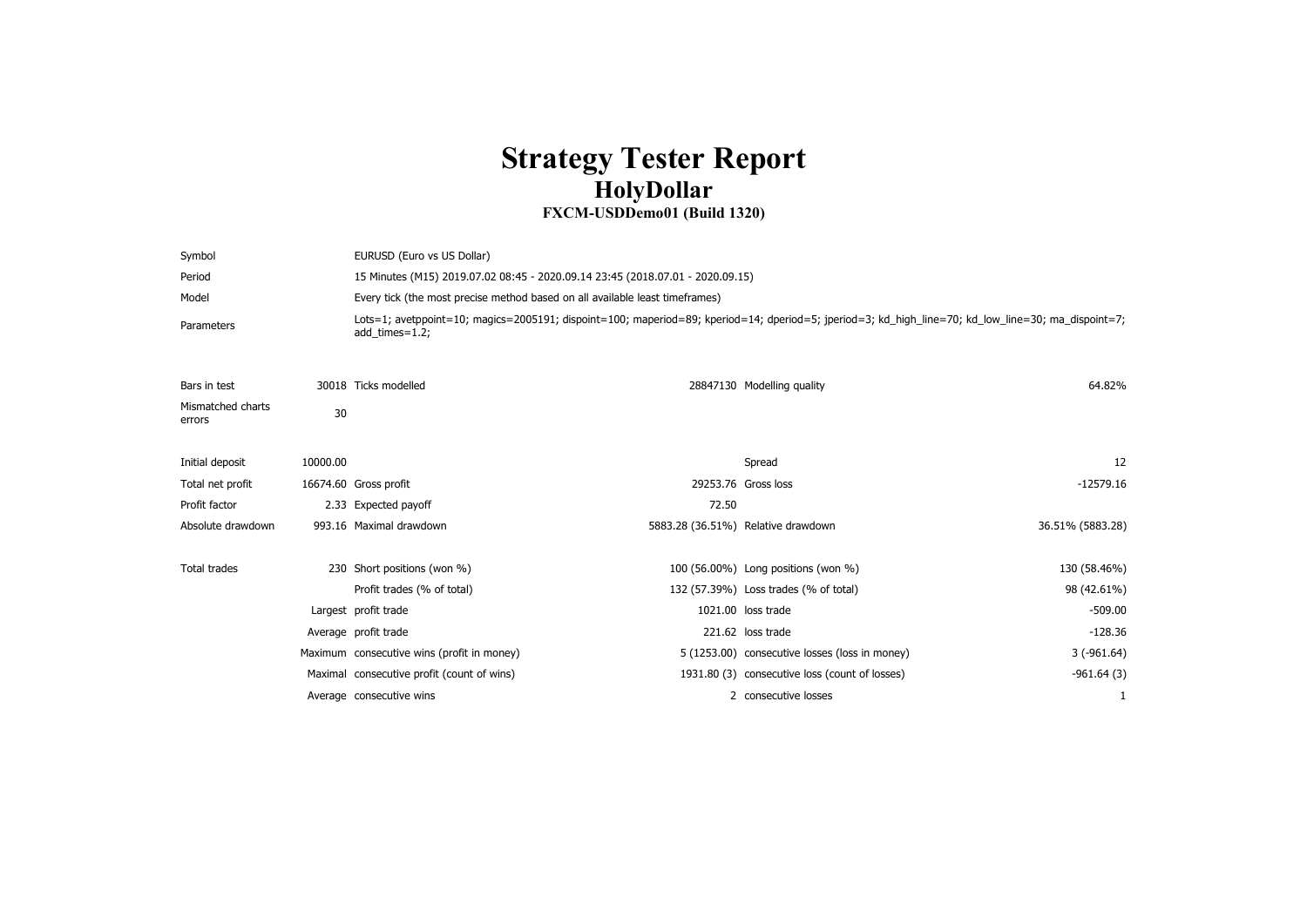# Strategy Tester Report

## HolyDollar

### FXCM-USDDemo01 (Build 1320)

| | |
|---|---|
| Symbol | EURUSD (Euro vs US Dollar) |
| Period | 15 Minutes (M15) 2019.07.02 08:45 - 2020.09.14 23:45 (2018.07.01 - 2020.09.15) |
| Model | Every tick (the most precise method based on all available least timeframes) |
| Parameters | Lots=1; avetppoint=10; magics=2005191; dispoint=100; maperiod=89; kperiod=14; dperiod=5; jperiod=3; kd_high_line=70; kd_low_line=30; ma_dispoint=7; add_times=1.2; |

| | | | | | |
|---|---|---|---|---|---|
| Bars in test | 30018 | Ticks modelled | 28847130 | Modelling quality | 64.82% |
| Mismatched charts errors | 30 | | | | |
| | | | | | |
| Initial deposit | 10000.00 | | | Spread | 12 |
| Total net profit | 16674.60 | Gross profit | 29253.76 | Gross loss | -12579.16 |
| Profit factor | 2.33 | Expected payoff | 72.50 | | |
| Absolute drawdown | 993.16 | Maximal drawdown | 5883.28 (36.51%) | Relative drawdown | 36.51% (5883.28) |
| | | | | | |
| Total trades | 230 | Short positions (won %) | 100 (56.00%) | Long positions (won %) | 130 (58.46%) |
| | | Profit trades (% of total) | 132 (57.39%) | Loss trades (% of total) | 98 (42.61%) |
| | Largest | profit trade | 1021.00 | loss trade | -509.00 |
| | Average | profit trade | 221.62 | loss trade | -128.36 |
| | Maximum | consecutive wins (profit in money) | 5 (1253.00) | consecutive losses (loss in money) | 3 (-961.64) |
| | Maximal | consecutive profit (count of wins) | 1931.80 (3) | consecutive loss (count of losses) | -961.64 (3) |
| | Average | consecutive wins | 2 | consecutive losses | 1 |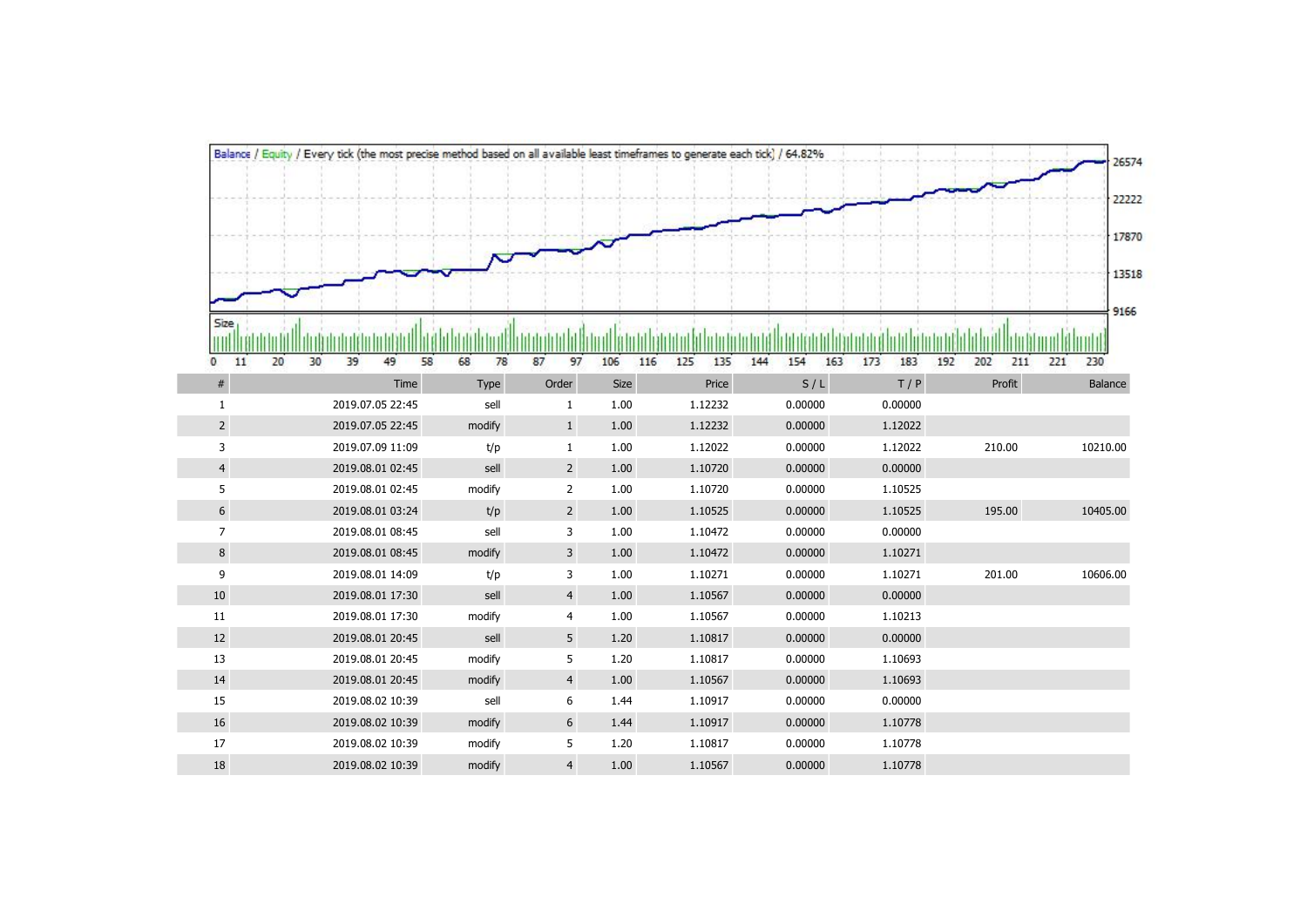Balance / Equity / Every tick (the most precise method based on all available least timeframes to generate each tick) / 64.82%

| # | Time | Type | Order | Size | Price | S / L | T / P | Profit | Balance |
|---|---|---|---|---|---|---|---|---|---|
| 1 | 2019.07.05 22:45 | sell | 1 | 1.00 | 1.12232 | 0.00000 | 0.00000 | | |
| 2 | 2019.07.05 22:45 | modify | 1 | 1.00 | 1.12232 | 0.00000 | 1.12022 | | |
| 3 | 2019.07.09 11:09 | t/p | 1 | 1.00 | 1.12022 | 0.00000 | 1.12022 | 210.00 | 10210.00 |
| 4 | 2019.08.01 02:45 | sell | 2 | 1.00 | 1.10720 | 0.00000 | 0.00000 | | |
| 5 | 2019.08.01 02:45 | modify | 2 | 1.00 | 1.10720 | 0.00000 | 1.10525 | | |
| 6 | 2019.08.01 03:24 | t/p | 2 | 1.00 | 1.10525 | 0.00000 | 1.10525 | 195.00 | 10405.00 |
| 7 | 2019.08.01 08:45 | sell | 3 | 1.00 | 1.10472 | 0.00000 | 0.00000 | | |
| 8 | 2019.08.01 08:45 | modify | 3 | 1.00 | 1.10472 | 0.00000 | 1.10271 | | |
| 9 | 2019.08.01 14:09 | t/p | 3 | 1.00 | 1.10271 | 0.00000 | 1.10271 | 201.00 | 10606.00 |
| 10 | 2019.08.01 17:30 | sell | 4 | 1.00 | 1.10567 | 0.00000 | 0.00000 | | |
| 11 | 2019.08.01 17:30 | modify | 4 | 1.00 | 1.10567 | 0.00000 | 1.10213 | | |
| 12 | 2019.08.01 20:45 | sell | 5 | 1.20 | 1.10817 | 0.00000 | 0.00000 | | |
| 13 | 2019.08.01 20:45 | modify | 5 | 1.20 | 1.10817 | 0.00000 | 1.10693 | | |
| 14 | 2019.08.01 20:45 | modify | 4 | 1.00 | 1.10567 | 0.00000 | 1.10693 | | |
| 15 | 2019.08.02 10:39 | sell | 6 | 1.44 | 1.10917 | 0.00000 | 0.00000 | | |
| 16 | 2019.08.02 10:39 | modify | 6 | 1.44 | 1.10917 | 0.00000 | 1.10778 | | |
| 17 | 2019.08.02 10:39 | modify | 5 | 1.20 | 1.10817 | 0.00000 | 1.10778 | | |
| 18 | 2019.08.02 10:39 | modify | 4 | 1.00 | 1.10567 | 0.00000 | 1.10778 | | |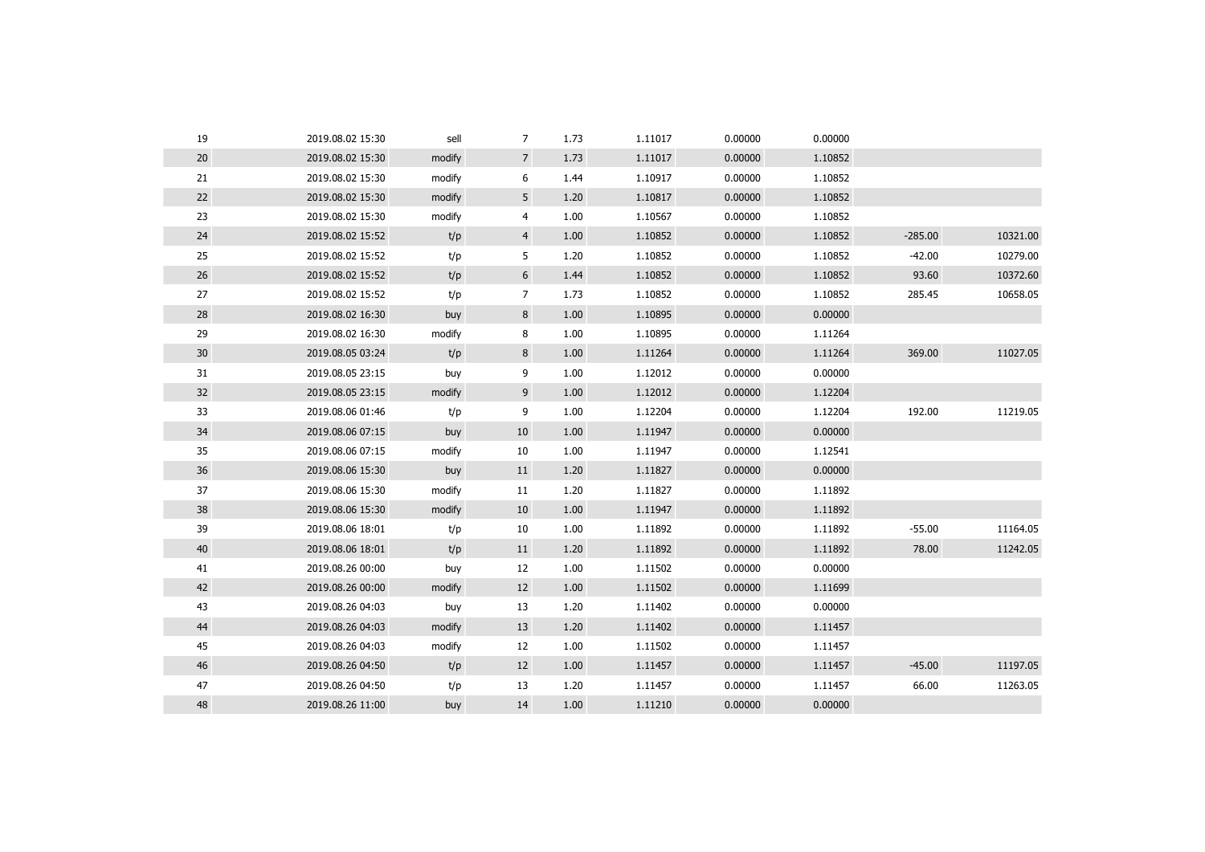| | | | | | | | | | |
|---|---|---|---|---|---|---|---|---|---|
| 19 | 2019.08.02 15:30 | sell | 7 | 1.73 | 1.11017 | 0.00000 | 0.00000 | | |
| 20 | 2019.08.02 15:30 | modify | 7 | 1.73 | 1.11017 | 0.00000 | 1.10852 | | |
| 21 | 2019.08.02 15:30 | modify | 6 | 1.44 | 1.10917 | 0.00000 | 1.10852 | | |
| 22 | 2019.08.02 15:30 | modify | 5 | 1.20 | 1.10817 | 0.00000 | 1.10852 | | |
| 23 | 2019.08.02 15:30 | modify | 4 | 1.00 | 1.10567 | 0.00000 | 1.10852 | | |
| 24 | 2019.08.02 15:52 | t/p | 4 | 1.00 | 1.10852 | 0.00000 | 1.10852 | -285.00 | 10321.00 |
| 25 | 2019.08.02 15:52 | t/p | 5 | 1.20 | 1.10852 | 0.00000 | 1.10852 | -42.00 | 10279.00 |
| 26 | 2019.08.02 15:52 | t/p | 6 | 1.44 | 1.10852 | 0.00000 | 1.10852 | 93.60 | 10372.60 |
| 27 | 2019.08.02 15:52 | t/p | 7 | 1.73 | 1.10852 | 0.00000 | 1.10852 | 285.45 | 10658.05 |
| 28 | 2019.08.02 16:30 | buy | 8 | 1.00 | 1.10895 | 0.00000 | 0.00000 | | |
| 29 | 2019.08.02 16:30 | modify | 8 | 1.00 | 1.10895 | 0.00000 | 1.11264 | | |
| 30 | 2019.08.05 03:24 | t/p | 8 | 1.00 | 1.11264 | 0.00000 | 1.11264 | 369.00 | 11027.05 |
| 31 | 2019.08.05 23:15 | buy | 9 | 1.00 | 1.12012 | 0.00000 | 0.00000 | | |
| 32 | 2019.08.05 23:15 | modify | 9 | 1.00 | 1.12012 | 0.00000 | 1.12204 | | |
| 33 | 2019.08.06 01:46 | t/p | 9 | 1.00 | 1.12204 | 0.00000 | 1.12204 | 192.00 | 11219.05 |
| 34 | 2019.08.06 07:15 | buy | 10 | 1.00 | 1.11947 | 0.00000 | 0.00000 | | |
| 35 | 2019.08.06 07:15 | modify | 10 | 1.00 | 1.11947 | 0.00000 | 1.12541 | | |
| 36 | 2019.08.06 15:30 | buy | 11 | 1.20 | 1.11827 | 0.00000 | 0.00000 | | |
| 37 | 2019.08.06 15:30 | modify | 11 | 1.20 | 1.11827 | 0.00000 | 1.11892 | | |
| 38 | 2019.08.06 15:30 | modify | 10 | 1.00 | 1.11947 | 0.00000 | 1.11892 | | |
| 39 | 2019.08.06 18:01 | t/p | 10 | 1.00 | 1.11892 | 0.00000 | 1.11892 | -55.00 | 11164.05 |
| 40 | 2019.08.06 18:01 | t/p | 11 | 1.20 | 1.11892 | 0.00000 | 1.11892 | 78.00 | 11242.05 |
| 41 | 2019.08.26 00:00 | buy | 12 | 1.00 | 1.11502 | 0.00000 | 0.00000 | | |
| 42 | 2019.08.26 00:00 | modify | 12 | 1.00 | 1.11502 | 0.00000 | 1.11699 | | |
| 43 | 2019.08.26 04:03 | buy | 13 | 1.20 | 1.11402 | 0.00000 | 0.00000 | | |
| 44 | 2019.08.26 04:03 | modify | 13 | 1.20 | 1.11402 | 0.00000 | 1.11457 | | |
| 45 | 2019.08.26 04:03 | modify | 12 | 1.00 | 1.11502 | 0.00000 | 1.11457 | | |
| 46 | 2019.08.26 04:50 | t/p | 12 | 1.00 | 1.11457 | 0.00000 | 1.11457 | -45.00 | 11197.05 |
| 47 | 2019.08.26 04:50 | t/p | 13 | 1.20 | 1.11457 | 0.00000 | 1.11457 | 66.00 | 11263.05 |
| 48 | 2019.08.26 11:00 | buy | 14 | 1.00 | 1.11210 | 0.00000 | 0.00000 | | |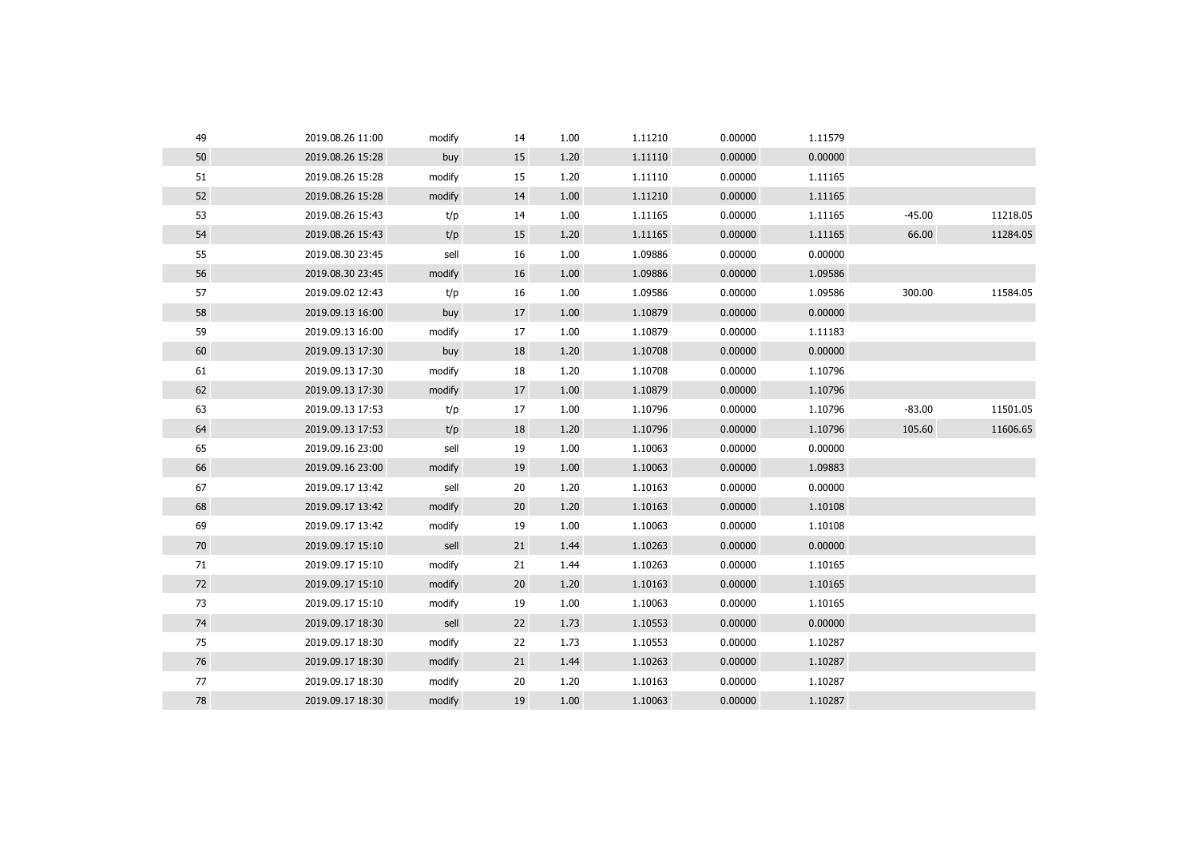| | | | | | | | | | |
|---|---|---|---|---|---|---|---|---|---|
| 49 | 2019.08.26 11:00 | modify | 14 | 1.00 | 1.11210 | 0.00000 | 1.11579 | | |
| 50 | 2019.08.26 15:28 | buy | 15 | 1.20 | 1.11110 | 0.00000 | 0.00000 | | |
| 51 | 2019.08.26 15:28 | modify | 15 | 1.20 | 1.11110 | 0.00000 | 1.11165 | | |
| 52 | 2019.08.26 15:28 | modify | 14 | 1.00 | 1.11210 | 0.00000 | 1.11165 | | |
| 53 | 2019.08.26 15:43 | t/p | 14 | 1.00 | 1.11165 | 0.00000 | 1.11165 | -45.00 | 11218.05 |
| 54 | 2019.08.26 15:43 | t/p | 15 | 1.20 | 1.11165 | 0.00000 | 1.11165 | 66.00 | 11284.05 |
| 55 | 2019.08.30 23:45 | sell | 16 | 1.00 | 1.09886 | 0.00000 | 0.00000 | | |
| 56 | 2019.08.30 23:45 | modify | 16 | 1.00 | 1.09886 | 0.00000 | 1.09586 | | |
| 57 | 2019.09.02 12:43 | t/p | 16 | 1.00 | 1.09586 | 0.00000 | 1.09586 | 300.00 | 11584.05 |
| 58 | 2019.09.13 16:00 | buy | 17 | 1.00 | 1.10879 | 0.00000 | 0.00000 | | |
| 59 | 2019.09.13 16:00 | modify | 17 | 1.00 | 1.10879 | 0.00000 | 1.11183 | | |
| 60 | 2019.09.13 17:30 | buy | 18 | 1.20 | 1.10708 | 0.00000 | 0.00000 | | |
| 61 | 2019.09.13 17:30 | modify | 18 | 1.20 | 1.10708 | 0.00000 | 1.10796 | | |
| 62 | 2019.09.13 17:30 | modify | 17 | 1.00 | 1.10879 | 0.00000 | 1.10796 | | |
| 63 | 2019.09.13 17:53 | t/p | 17 | 1.00 | 1.10796 | 0.00000 | 1.10796 | -83.00 | 11501.05 |
| 64 | 2019.09.13 17:53 | t/p | 18 | 1.20 | 1.10796 | 0.00000 | 1.10796 | 105.60 | 11606.65 |
| 65 | 2019.09.16 23:00 | sell | 19 | 1.00 | 1.10063 | 0.00000 | 0.00000 | | |
| 66 | 2019.09.16 23:00 | modify | 19 | 1.00 | 1.10063 | 0.00000 | 1.09883 | | |
| 67 | 2019.09.17 13:42 | sell | 20 | 1.20 | 1.10163 | 0.00000 | 0.00000 | | |
| 68 | 2019.09.17 13:42 | modify | 20 | 1.20 | 1.10163 | 0.00000 | 1.10108 | | |
| 69 | 2019.09.17 13:42 | modify | 19 | 1.00 | 1.10063 | 0.00000 | 1.10108 | | |
| 70 | 2019.09.17 15:10 | sell | 21 | 1.44 | 1.10263 | 0.00000 | 0.00000 | | |
| 71 | 2019.09.17 15:10 | modify | 21 | 1.44 | 1.10263 | 0.00000 | 1.10165 | | |
| 72 | 2019.09.17 15:10 | modify | 20 | 1.20 | 1.10163 | 0.00000 | 1.10165 | | |
| 73 | 2019.09.17 15:10 | modify | 19 | 1.00 | 1.10063 | 0.00000 | 1.10165 | | |
| 74 | 2019.09.17 18:30 | sell | 22 | 1.73 | 1.10553 | 0.00000 | 0.00000 | | |
| 75 | 2019.09.17 18:30 | modify | 22 | 1.73 | 1.10553 | 0.00000 | 1.10287 | | |
| 76 | 2019.09.17 18:30 | modify | 21 | 1.44 | 1.10263 | 0.00000 | 1.10287 | | |
| 77 | 2019.09.17 18:30 | modify | 20 | 1.20 | 1.10163 | 0.00000 | 1.10287 | | |
| 78 | 2019.09.17 18:30 | modify | 19 | 1.00 | 1.10063 | 0.00000 | 1.10287 | | |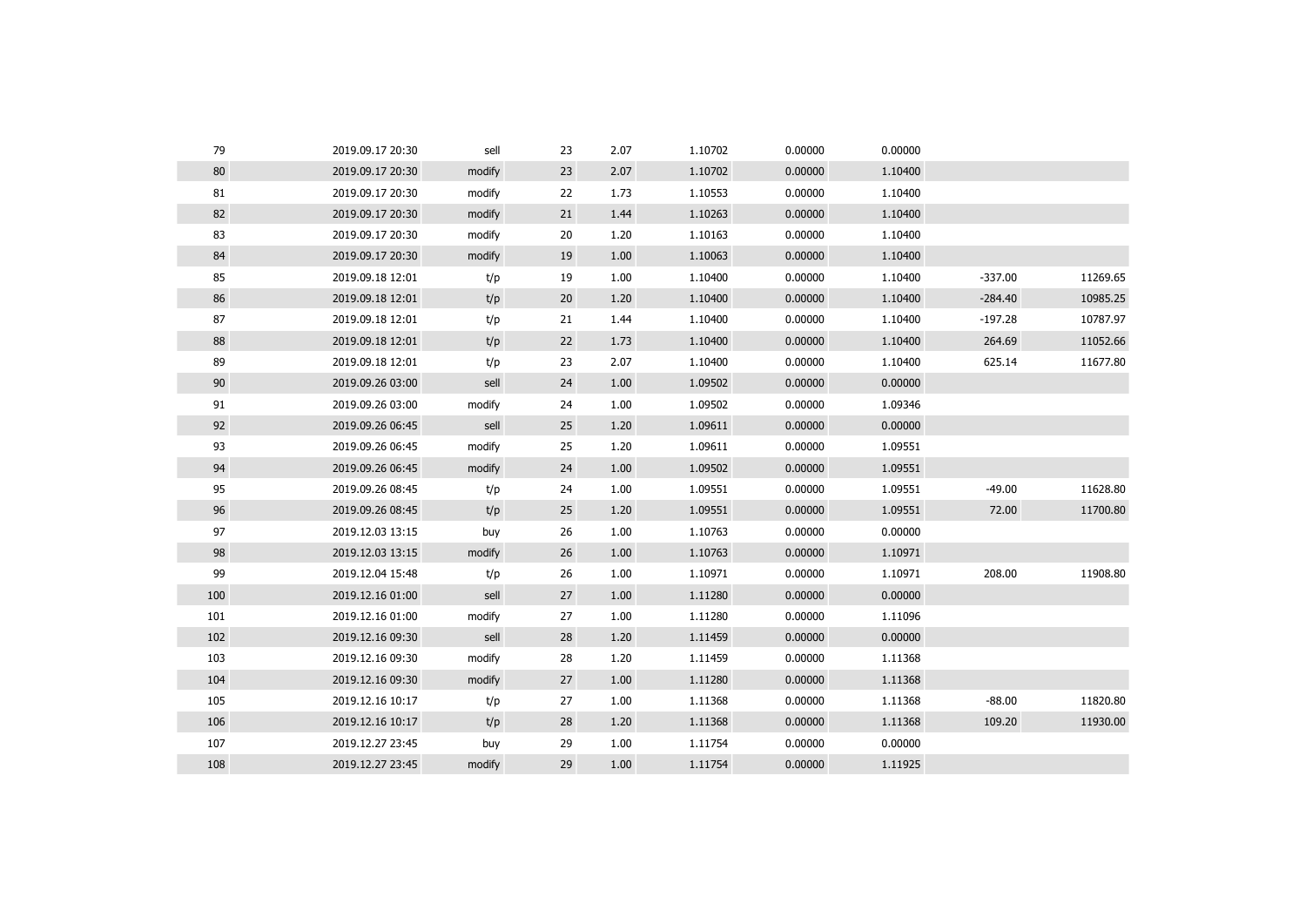| | | | | | | | | | |
|---|---|---|---|---|---|---|---|---|---|
| 79 | 2019.09.17 20:30 | sell | 23 | 2.07 | 1.10702 | 0.00000 | 0.00000 | | |
| 80 | 2019.09.17 20:30 | modify | 23 | 2.07 | 1.10702 | 0.00000 | 1.10400 | | |
| 81 | 2019.09.17 20:30 | modify | 22 | 1.73 | 1.10553 | 0.00000 | 1.10400 | | |
| 82 | 2019.09.17 20:30 | modify | 21 | 1.44 | 1.10263 | 0.00000 | 1.10400 | | |
| 83 | 2019.09.17 20:30 | modify | 20 | 1.20 | 1.10163 | 0.00000 | 1.10400 | | |
| 84 | 2019.09.17 20:30 | modify | 19 | 1.00 | 1.10063 | 0.00000 | 1.10400 | | |
| 85 | 2019.09.18 12:01 | t/p | 19 | 1.00 | 1.10400 | 0.00000 | 1.10400 | -337.00 | 11269.65 |
| 86 | 2019.09.18 12:01 | t/p | 20 | 1.20 | 1.10400 | 0.00000 | 1.10400 | -284.40 | 10985.25 |
| 87 | 2019.09.18 12:01 | t/p | 21 | 1.44 | 1.10400 | 0.00000 | 1.10400 | -197.28 | 10787.97 |
| 88 | 2019.09.18 12:01 | t/p | 22 | 1.73 | 1.10400 | 0.00000 | 1.10400 | 264.69 | 11052.66 |
| 89 | 2019.09.18 12:01 | t/p | 23 | 2.07 | 1.10400 | 0.00000 | 1.10400 | 625.14 | 11677.80 |
| 90 | 2019.09.26 03:00 | sell | 24 | 1.00 | 1.09502 | 0.00000 | 0.00000 | | |
| 91 | 2019.09.26 03:00 | modify | 24 | 1.00 | 1.09502 | 0.00000 | 1.09346 | | |
| 92 | 2019.09.26 06:45 | sell | 25 | 1.20 | 1.09611 | 0.00000 | 0.00000 | | |
| 93 | 2019.09.26 06:45 | modify | 25 | 1.20 | 1.09611 | 0.00000 | 1.09551 | | |
| 94 | 2019.09.26 06:45 | modify | 24 | 1.00 | 1.09502 | 0.00000 | 1.09551 | | |
| 95 | 2019.09.26 08:45 | t/p | 24 | 1.00 | 1.09551 | 0.00000 | 1.09551 | -49.00 | 11628.80 |
| 96 | 2019.09.26 08:45 | t/p | 25 | 1.20 | 1.09551 | 0.00000 | 1.09551 | 72.00 | 11700.80 |
| 97 | 2019.12.03 13:15 | buy | 26 | 1.00 | 1.10763 | 0.00000 | 0.00000 | | |
| 98 | 2019.12.03 13:15 | modify | 26 | 1.00 | 1.10763 | 0.00000 | 1.10971 | | |
| 99 | 2019.12.04 15:48 | t/p | 26 | 1.00 | 1.10971 | 0.00000 | 1.10971 | 208.00 | 11908.80 |
| 100 | 2019.12.16 01:00 | sell | 27 | 1.00 | 1.11280 | 0.00000 | 0.00000 | | |
| 101 | 2019.12.16 01:00 | modify | 27 | 1.00 | 1.11280 | 0.00000 | 1.11096 | | |
| 102 | 2019.12.16 09:30 | sell | 28 | 1.20 | 1.11459 | 0.00000 | 0.00000 | | |
| 103 | 2019.12.16 09:30 | modify | 28 | 1.20 | 1.11459 | 0.00000 | 1.11368 | | |
| 104 | 2019.12.16 09:30 | modify | 27 | 1.00 | 1.11280 | 0.00000 | 1.11368 | | |
| 105 | 2019.12.16 10:17 | t/p | 27 | 1.00 | 1.11368 | 0.00000 | 1.11368 | -88.00 | 11820.80 |
| 106 | 2019.12.16 10:17 | t/p | 28 | 1.20 | 1.11368 | 0.00000 | 1.11368 | 109.20 | 11930.00 |
| 107 | 2019.12.27 23:45 | buy | 29 | 1.00 | 1.11754 | 0.00000 | 0.00000 | | |
| 108 | 2019.12.27 23:45 | modify | 29 | 1.00 | 1.11754 | 0.00000 | 1.11925 | | |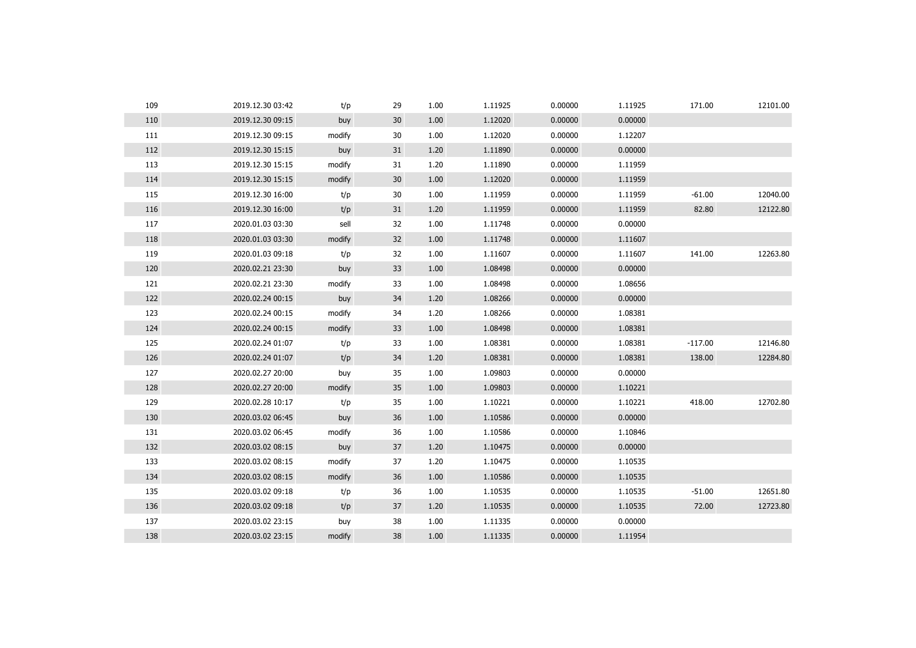| | | | | | | | | | |
|---|---|---|---|---|---|---|---|---|---|
| 109 | 2019.12.30 03:42 | t/p | 29 | 1.00 | 1.11925 | 0.00000 | 1.11925 | 171.00 | 12101.00 |
| 110 | 2019.12.30 09:15 | buy | 30 | 1.00 | 1.12020 | 0.00000 | 0.00000 | | |
| 111 | 2019.12.30 09:15 | modify | 30 | 1.00 | 1.12020 | 0.00000 | 1.12207 | | |
| 112 | 2019.12.30 15:15 | buy | 31 | 1.20 | 1.11890 | 0.00000 | 0.00000 | | |
| 113 | 2019.12.30 15:15 | modify | 31 | 1.20 | 1.11890 | 0.00000 | 1.11959 | | |
| 114 | 2019.12.30 15:15 | modify | 30 | 1.00 | 1.12020 | 0.00000 | 1.11959 | | |
| 115 | 2019.12.30 16:00 | t/p | 30 | 1.00 | 1.11959 | 0.00000 | 1.11959 | -61.00 | 12040.00 |
| 116 | 2019.12.30 16:00 | t/p | 31 | 1.20 | 1.11959 | 0.00000 | 1.11959 | 82.80 | 12122.80 |
| 117 | 2020.01.03 03:30 | sell | 32 | 1.00 | 1.11748 | 0.00000 | 0.00000 | | |
| 118 | 2020.01.03 03:30 | modify | 32 | 1.00 | 1.11748 | 0.00000 | 1.11607 | | |
| 119 | 2020.01.03 09:18 | t/p | 32 | 1.00 | 1.11607 | 0.00000 | 1.11607 | 141.00 | 12263.80 |
| 120 | 2020.02.21 23:30 | buy | 33 | 1.00 | 1.08498 | 0.00000 | 0.00000 | | |
| 121 | 2020.02.21 23:30 | modify | 33 | 1.00 | 1.08498 | 0.00000 | 1.08656 | | |
| 122 | 2020.02.24 00:15 | buy | 34 | 1.20 | 1.08266 | 0.00000 | 0.00000 | | |
| 123 | 2020.02.24 00:15 | modify | 34 | 1.20 | 1.08266 | 0.00000 | 1.08381 | | |
| 124 | 2020.02.24 00:15 | modify | 33 | 1.00 | 1.08498 | 0.00000 | 1.08381 | | |
| 125 | 2020.02.24 01:07 | t/p | 33 | 1.00 | 1.08381 | 0.00000 | 1.08381 | -117.00 | 12146.80 |
| 126 | 2020.02.24 01:07 | t/p | 34 | 1.20 | 1.08381 | 0.00000 | 1.08381 | 138.00 | 12284.80 |
| 127 | 2020.02.27 20:00 | buy | 35 | 1.00 | 1.09803 | 0.00000 | 0.00000 | | |
| 128 | 2020.02.27 20:00 | modify | 35 | 1.00 | 1.09803 | 0.00000 | 1.10221 | | |
| 129 | 2020.02.28 10:17 | t/p | 35 | 1.00 | 1.10221 | 0.00000 | 1.10221 | 418.00 | 12702.80 |
| 130 | 2020.03.02 06:45 | buy | 36 | 1.00 | 1.10586 | 0.00000 | 0.00000 | | |
| 131 | 2020.03.02 06:45 | modify | 36 | 1.00 | 1.10586 | 0.00000 | 1.10846 | | |
| 132 | 2020.03.02 08:15 | buy | 37 | 1.20 | 1.10475 | 0.00000 | 0.00000 | | |
| 133 | 2020.03.02 08:15 | modify | 37 | 1.20 | 1.10475 | 0.00000 | 1.10535 | | |
| 134 | 2020.03.02 08:15 | modify | 36 | 1.00 | 1.10586 | 0.00000 | 1.10535 | | |
| 135 | 2020.03.02 09:18 | t/p | 36 | 1.00 | 1.10535 | 0.00000 | 1.10535 | -51.00 | 12651.80 |
| 136 | 2020.03.02 09:18 | t/p | 37 | 1.20 | 1.10535 | 0.00000 | 1.10535 | 72.00 | 12723.80 |
| 137 | 2020.03.02 23:15 | buy | 38 | 1.00 | 1.11335 | 0.00000 | 0.00000 | | |
| 138 | 2020.03.02 23:15 | modify | 38 | 1.00 | 1.11335 | 0.00000 | 1.11954 | | |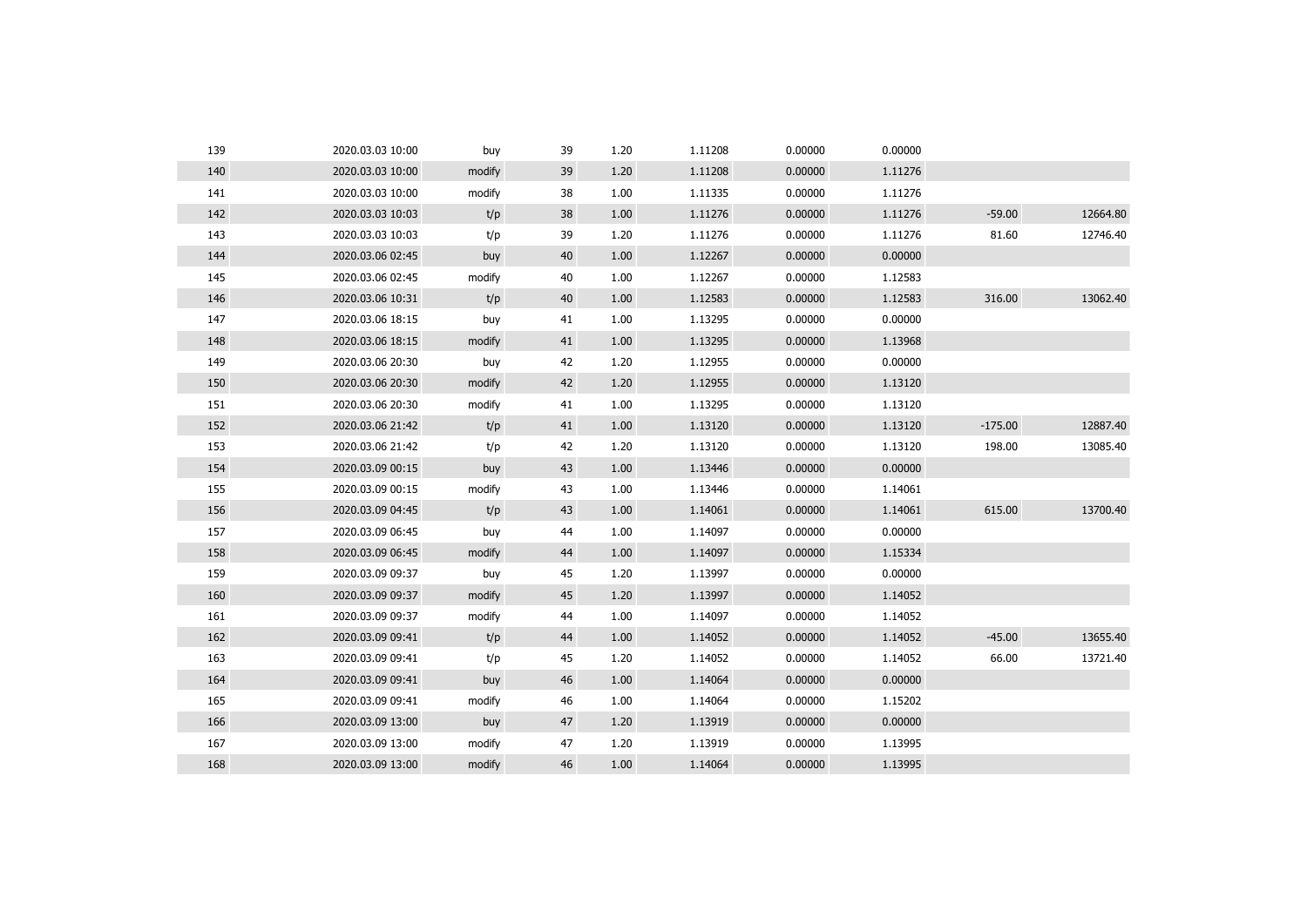| | | | | | | | | | |
|---|---|---|---|---|---|---|---|---|---|
| 139 | 2020.03.03 10:00 | buy | 39 | 1.20 | 1.11208 | 0.00000 | 0.00000 | | |
| 140 | 2020.03.03 10:00 | modify | 39 | 1.20 | 1.11208 | 0.00000 | 1.11276 | | |
| 141 | 2020.03.03 10:00 | modify | 38 | 1.00 | 1.11335 | 0.00000 | 1.11276 | | |
| 142 | 2020.03.03 10:03 | t/p | 38 | 1.00 | 1.11276 | 0.00000 | 1.11276 | -59.00 | 12664.80 |
| 143 | 2020.03.03 10:03 | t/p | 39 | 1.20 | 1.11276 | 0.00000 | 1.11276 | 81.60 | 12746.40 |
| 144 | 2020.03.06 02:45 | buy | 40 | 1.00 | 1.12267 | 0.00000 | 0.00000 | | |
| 145 | 2020.03.06 02:45 | modify | 40 | 1.00 | 1.12267 | 0.00000 | 1.12583 | | |
| 146 | 2020.03.06 10:31 | t/p | 40 | 1.00 | 1.12583 | 0.00000 | 1.12583 | 316.00 | 13062.40 |
| 147 | 2020.03.06 18:15 | buy | 41 | 1.00 | 1.13295 | 0.00000 | 0.00000 | | |
| 148 | 2020.03.06 18:15 | modify | 41 | 1.00 | 1.13295 | 0.00000 | 1.13968 | | |
| 149 | 2020.03.06 20:30 | buy | 42 | 1.20 | 1.12955 | 0.00000 | 0.00000 | | |
| 150 | 2020.03.06 20:30 | modify | 42 | 1.20 | 1.12955 | 0.00000 | 1.13120 | | |
| 151 | 2020.03.06 20:30 | modify | 41 | 1.00 | 1.13295 | 0.00000 | 1.13120 | | |
| 152 | 2020.03.06 21:42 | t/p | 41 | 1.00 | 1.13120 | 0.00000 | 1.13120 | -175.00 | 12887.40 |
| 153 | 2020.03.06 21:42 | t/p | 42 | 1.20 | 1.13120 | 0.00000 | 1.13120 | 198.00 | 13085.40 |
| 154 | 2020.03.09 00:15 | buy | 43 | 1.00 | 1.13446 | 0.00000 | 0.00000 | | |
| 155 | 2020.03.09 00:15 | modify | 43 | 1.00 | 1.13446 | 0.00000 | 1.14061 | | |
| 156 | 2020.03.09 04:45 | t/p | 43 | 1.00 | 1.14061 | 0.00000 | 1.14061 | 615.00 | 13700.40 |
| 157 | 2020.03.09 06:45 | buy | 44 | 1.00 | 1.14097 | 0.00000 | 0.00000 | | |
| 158 | 2020.03.09 06:45 | modify | 44 | 1.00 | 1.14097 | 0.00000 | 1.15334 | | |
| 159 | 2020.03.09 09:37 | buy | 45 | 1.20 | 1.13997 | 0.00000 | 0.00000 | | |
| 160 | 2020.03.09 09:37 | modify | 45 | 1.20 | 1.13997 | 0.00000 | 1.14052 | | |
| 161 | 2020.03.09 09:37 | modify | 44 | 1.00 | 1.14097 | 0.00000 | 1.14052 | | |
| 162 | 2020.03.09 09:41 | t/p | 44 | 1.00 | 1.14052 | 0.00000 | 1.14052 | -45.00 | 13655.40 |
| 163 | 2020.03.09 09:41 | t/p | 45 | 1.20 | 1.14052 | 0.00000 | 1.14052 | 66.00 | 13721.40 |
| 164 | 2020.03.09 09:41 | buy | 46 | 1.00 | 1.14064 | 0.00000 | 0.00000 | | |
| 165 | 2020.03.09 09:41 | modify | 46 | 1.00 | 1.14064 | 0.00000 | 1.15202 | | |
| 166 | 2020.03.09 13:00 | buy | 47 | 1.20 | 1.13919 | 0.00000 | 0.00000 | | |
| 167 | 2020.03.09 13:00 | modify | 47 | 1.20 | 1.13919 | 0.00000 | 1.13995 | | |
| 168 | 2020.03.09 13:00 | modify | 46 | 1.00 | 1.14064 | 0.00000 | 1.13995 | | |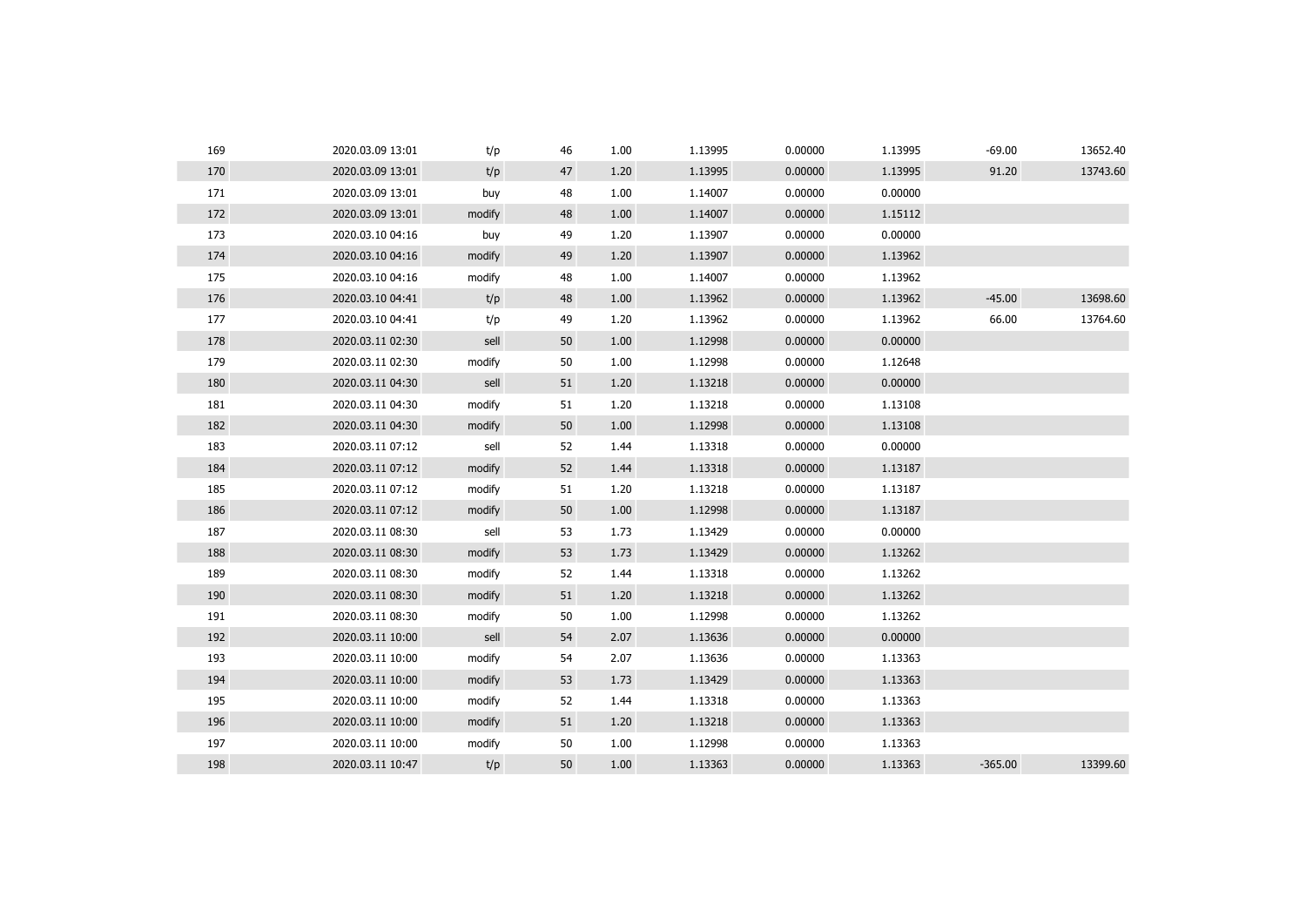| | | | | | | | | | |
|---|---|---|---|---|---|---|---|---|---|
| 169 | 2020.03.09 13:01 | t/p | 46 | 1.00 | 1.13995 | 0.00000 | 1.13995 | -69.00 | 13652.40 |
| 170 | 2020.03.09 13:01 | t/p | 47 | 1.20 | 1.13995 | 0.00000 | 1.13995 | 91.20 | 13743.60 |
| 171 | 2020.03.09 13:01 | buy | 48 | 1.00 | 1.14007 | 0.00000 | 0.00000 | | |
| 172 | 2020.03.09 13:01 | modify | 48 | 1.00 | 1.14007 | 0.00000 | 1.15112 | | |
| 173 | 2020.03.10 04:16 | buy | 49 | 1.20 | 1.13907 | 0.00000 | 0.00000 | | |
| 174 | 2020.03.10 04:16 | modify | 49 | 1.20 | 1.13907 | 0.00000 | 1.13962 | | |
| 175 | 2020.03.10 04:16 | modify | 48 | 1.00 | 1.14007 | 0.00000 | 1.13962 | | |
| 176 | 2020.03.10 04:41 | t/p | 48 | 1.00 | 1.13962 | 0.00000 | 1.13962 | -45.00 | 13698.60 |
| 177 | 2020.03.10 04:41 | t/p | 49 | 1.20 | 1.13962 | 0.00000 | 1.13962 | 66.00 | 13764.60 |
| 178 | 2020.03.11 02:30 | sell | 50 | 1.00 | 1.12998 | 0.00000 | 0.00000 | | |
| 179 | 2020.03.11 02:30 | modify | 50 | 1.00 | 1.12998 | 0.00000 | 1.12648 | | |
| 180 | 2020.03.11 04:30 | sell | 51 | 1.20 | 1.13218 | 0.00000 | 0.00000 | | |
| 181 | 2020.03.11 04:30 | modify | 51 | 1.20 | 1.13218 | 0.00000 | 1.13108 | | |
| 182 | 2020.03.11 04:30 | modify | 50 | 1.00 | 1.12998 | 0.00000 | 1.13108 | | |
| 183 | 2020.03.11 07:12 | sell | 52 | 1.44 | 1.13318 | 0.00000 | 0.00000 | | |
| 184 | 2020.03.11 07:12 | modify | 52 | 1.44 | 1.13318 | 0.00000 | 1.13187 | | |
| 185 | 2020.03.11 07:12 | modify | 51 | 1.20 | 1.13218 | 0.00000 | 1.13187 | | |
| 186 | 2020.03.11 07:12 | modify | 50 | 1.00 | 1.12998 | 0.00000 | 1.13187 | | |
| 187 | 2020.03.11 08:30 | sell | 53 | 1.73 | 1.13429 | 0.00000 | 0.00000 | | |
| 188 | 2020.03.11 08:30 | modify | 53 | 1.73 | 1.13429 | 0.00000 | 1.13262 | | |
| 189 | 2020.03.11 08:30 | modify | 52 | 1.44 | 1.13318 | 0.00000 | 1.13262 | | |
| 190 | 2020.03.11 08:30 | modify | 51 | 1.20 | 1.13218 | 0.00000 | 1.13262 | | |
| 191 | 2020.03.11 08:30 | modify | 50 | 1.00 | 1.12998 | 0.00000 | 1.13262 | | |
| 192 | 2020.03.11 10:00 | sell | 54 | 2.07 | 1.13636 | 0.00000 | 0.00000 | | |
| 193 | 2020.03.11 10:00 | modify | 54 | 2.07 | 1.13636 | 0.00000 | 1.13363 | | |
| 194 | 2020.03.11 10:00 | modify | 53 | 1.73 | 1.13429 | 0.00000 | 1.13363 | | |
| 195 | 2020.03.11 10:00 | modify | 52 | 1.44 | 1.13318 | 0.00000 | 1.13363 | | |
| 196 | 2020.03.11 10:00 | modify | 51 | 1.20 | 1.13218 | 0.00000 | 1.13363 | | |
| 197 | 2020.03.11 10:00 | modify | 50 | 1.00 | 1.12998 | 0.00000 | 1.13363 | | |
| 198 | 2020.03.11 10:47 | t/p | 50 | 1.00 | 1.13363 | 0.00000 | 1.13363 | -365.00 | 13399.60 |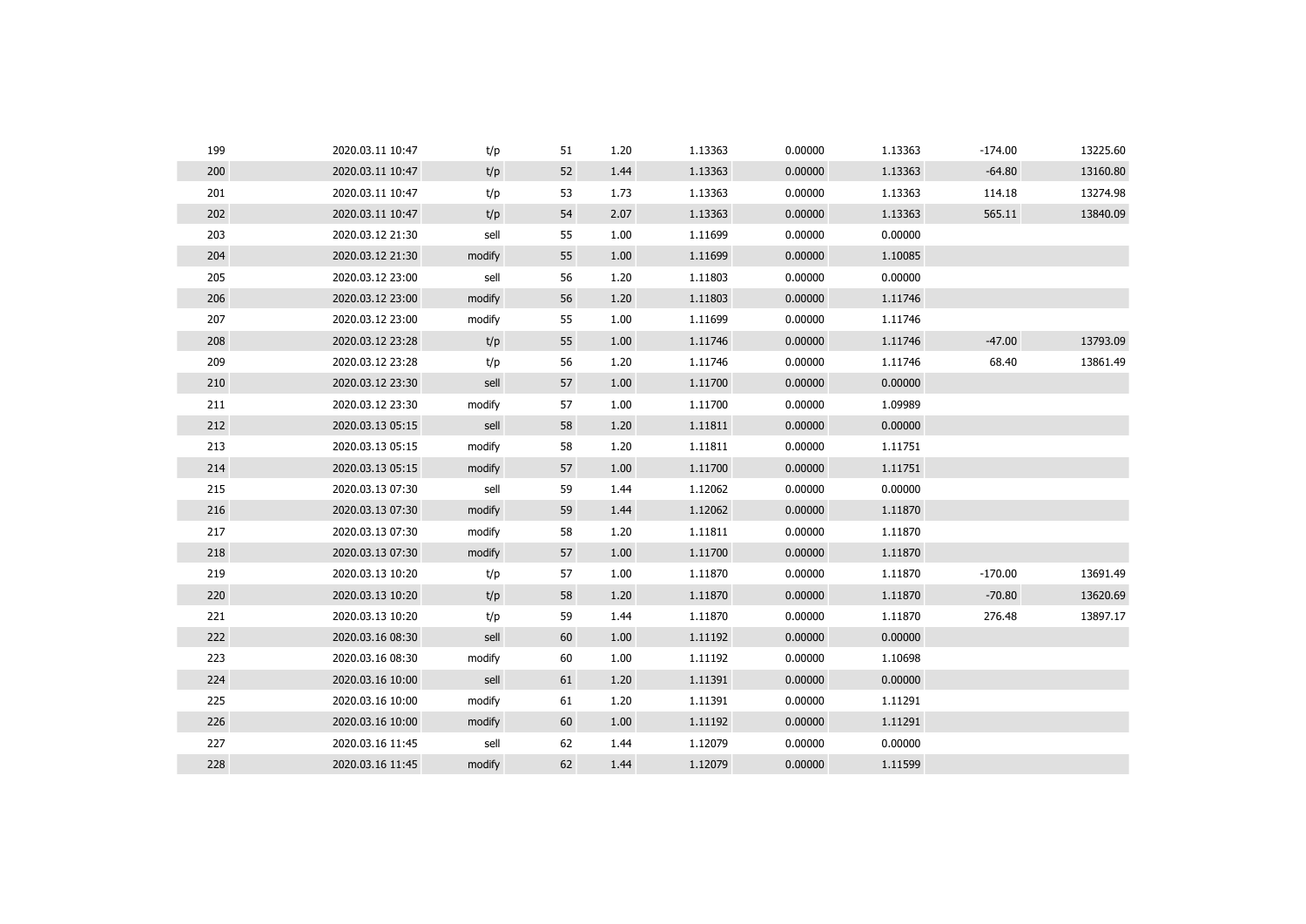| | | | | | | | | | |
|---|---|---|---|---|---|---|---|---|---|
| 199 | 2020.03.11 10:47 | t/p | 51 | 1.20 | 1.13363 | 0.00000 | 1.13363 | -174.00 | 13225.60 |
| 200 | 2020.03.11 10:47 | t/p | 52 | 1.44 | 1.13363 | 0.00000 | 1.13363 | -64.80 | 13160.80 |
| 201 | 2020.03.11 10:47 | t/p | 53 | 1.73 | 1.13363 | 0.00000 | 1.13363 | 114.18 | 13274.98 |
| 202 | 2020.03.11 10:47 | t/p | 54 | 2.07 | 1.13363 | 0.00000 | 1.13363 | 565.11 | 13840.09 |
| 203 | 2020.03.12 21:30 | sell | 55 | 1.00 | 1.11699 | 0.00000 | 0.00000 | | |
| 204 | 2020.03.12 21:30 | modify | 55 | 1.00 | 1.11699 | 0.00000 | 1.10085 | | |
| 205 | 2020.03.12 23:00 | sell | 56 | 1.20 | 1.11803 | 0.00000 | 0.00000 | | |
| 206 | 2020.03.12 23:00 | modify | 56 | 1.20 | 1.11803 | 0.00000 | 1.11746 | | |
| 207 | 2020.03.12 23:00 | modify | 55 | 1.00 | 1.11699 | 0.00000 | 1.11746 | | |
| 208 | 2020.03.12 23:28 | t/p | 55 | 1.00 | 1.11746 | 0.00000 | 1.11746 | -47.00 | 13793.09 |
| 209 | 2020.03.12 23:28 | t/p | 56 | 1.20 | 1.11746 | 0.00000 | 1.11746 | 68.40 | 13861.49 |
| 210 | 2020.03.12 23:30 | sell | 57 | 1.00 | 1.11700 | 0.00000 | 0.00000 | | |
| 211 | 2020.03.12 23:30 | modify | 57 | 1.00 | 1.11700 | 0.00000 | 1.09989 | | |
| 212 | 2020.03.13 05:15 | sell | 58 | 1.20 | 1.11811 | 0.00000 | 0.00000 | | |
| 213 | 2020.03.13 05:15 | modify | 58 | 1.20 | 1.11811 | 0.00000 | 1.11751 | | |
| 214 | 2020.03.13 05:15 | modify | 57 | 1.00 | 1.11700 | 0.00000 | 1.11751 | | |
| 215 | 2020.03.13 07:30 | sell | 59 | 1.44 | 1.12062 | 0.00000 | 0.00000 | | |
| 216 | 2020.03.13 07:30 | modify | 59 | 1.44 | 1.12062 | 0.00000 | 1.11870 | | |
| 217 | 2020.03.13 07:30 | modify | 58 | 1.20 | 1.11811 | 0.00000 | 1.11870 | | |
| 218 | 2020.03.13 07:30 | modify | 57 | 1.00 | 1.11700 | 0.00000 | 1.11870 | | |
| 219 | 2020.03.13 10:20 | t/p | 57 | 1.00 | 1.11870 | 0.00000 | 1.11870 | -170.00 | 13691.49 |
| 220 | 2020.03.13 10:20 | t/p | 58 | 1.20 | 1.11870 | 0.00000 | 1.11870 | -70.80 | 13620.69 |
| 221 | 2020.03.13 10:20 | t/p | 59 | 1.44 | 1.11870 | 0.00000 | 1.11870 | 276.48 | 13897.17 |
| 222 | 2020.03.16 08:30 | sell | 60 | 1.00 | 1.11192 | 0.00000 | 0.00000 | | |
| 223 | 2020.03.16 08:30 | modify | 60 | 1.00 | 1.11192 | 0.00000 | 1.10698 | | |
| 224 | 2020.03.16 10:00 | sell | 61 | 1.20 | 1.11391 | 0.00000 | 0.00000 | | |
| 225 | 2020.03.16 10:00 | modify | 61 | 1.20 | 1.11391 | 0.00000 | 1.11291 | | |
| 226 | 2020.03.16 10:00 | modify | 60 | 1.00 | 1.11192 | 0.00000 | 1.11291 | | |
| 227 | 2020.03.16 11:45 | sell | 62 | 1.44 | 1.12079 | 0.00000 | 0.00000 | | |
| 228 | 2020.03.16 11:45 | modify | 62 | 1.44 | 1.12079 | 0.00000 | 1.11599 | | |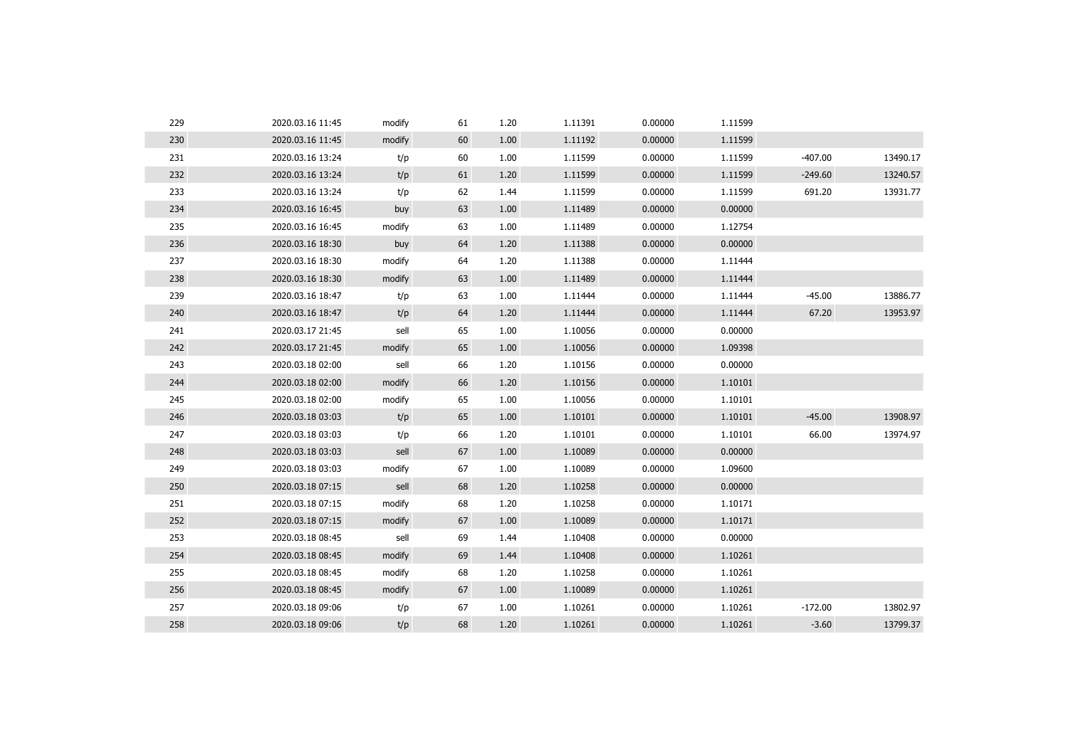| | | | | | | | | | |
|---|---|---|---|---|---|---|---|---|---|
| 229 | 2020.03.16 11:45 | modify | 61 | 1.20 | 1.11391 | 0.00000 | 1.11599 | | |
| 230 | 2020.03.16 11:45 | modify | 60 | 1.00 | 1.11192 | 0.00000 | 1.11599 | | |
| 231 | 2020.03.16 13:24 | t/p | 60 | 1.00 | 1.11599 | 0.00000 | 1.11599 | -407.00 | 13490.17 |
| 232 | 2020.03.16 13:24 | t/p | 61 | 1.20 | 1.11599 | 0.00000 | 1.11599 | -249.60 | 13240.57 |
| 233 | 2020.03.16 13:24 | t/p | 62 | 1.44 | 1.11599 | 0.00000 | 1.11599 | 691.20 | 13931.77 |
| 234 | 2020.03.16 16:45 | buy | 63 | 1.00 | 1.11489 | 0.00000 | 0.00000 | | |
| 235 | 2020.03.16 16:45 | modify | 63 | 1.00 | 1.11489 | 0.00000 | 1.12754 | | |
| 236 | 2020.03.16 18:30 | buy | 64 | 1.20 | 1.11388 | 0.00000 | 0.00000 | | |
| 237 | 2020.03.16 18:30 | modify | 64 | 1.20 | 1.11388 | 0.00000 | 1.11444 | | |
| 238 | 2020.03.16 18:30 | modify | 63 | 1.00 | 1.11489 | 0.00000 | 1.11444 | | |
| 239 | 2020.03.16 18:47 | t/p | 63 | 1.00 | 1.11444 | 0.00000 | 1.11444 | -45.00 | 13886.77 |
| 240 | 2020.03.16 18:47 | t/p | 64 | 1.20 | 1.11444 | 0.00000 | 1.11444 | 67.20 | 13953.97 |
| 241 | 2020.03.17 21:45 | sell | 65 | 1.00 | 1.10056 | 0.00000 | 0.00000 | | |
| 242 | 2020.03.17 21:45 | modify | 65 | 1.00 | 1.10056 | 0.00000 | 1.09398 | | |
| 243 | 2020.03.18 02:00 | sell | 66 | 1.20 | 1.10156 | 0.00000 | 0.00000 | | |
| 244 | 2020.03.18 02:00 | modify | 66 | 1.20 | 1.10156 | 0.00000 | 1.10101 | | |
| 245 | 2020.03.18 02:00 | modify | 65 | 1.00 | 1.10056 | 0.00000 | 1.10101 | | |
| 246 | 2020.03.18 03:03 | t/p | 65 | 1.00 | 1.10101 | 0.00000 | 1.10101 | -45.00 | 13908.97 |
| 247 | 2020.03.18 03:03 | t/p | 66 | 1.20 | 1.10101 | 0.00000 | 1.10101 | 66.00 | 13974.97 |
| 248 | 2020.03.18 03:03 | sell | 67 | 1.00 | 1.10089 | 0.00000 | 0.00000 | | |
| 249 | 2020.03.18 03:03 | modify | 67 | 1.00 | 1.10089 | 0.00000 | 1.09600 | | |
| 250 | 2020.03.18 07:15 | sell | 68 | 1.20 | 1.10258 | 0.00000 | 0.00000 | | |
| 251 | 2020.03.18 07:15 | modify | 68 | 1.20 | 1.10258 | 0.00000 | 1.10171 | | |
| 252 | 2020.03.18 07:15 | modify | 67 | 1.00 | 1.10089 | 0.00000 | 1.10171 | | |
| 253 | 2020.03.18 08:45 | sell | 69 | 1.44 | 1.10408 | 0.00000 | 0.00000 | | |
| 254 | 2020.03.18 08:45 | modify | 69 | 1.44 | 1.10408 | 0.00000 | 1.10261 | | |
| 255 | 2020.03.18 08:45 | modify | 68 | 1.20 | 1.10258 | 0.00000 | 1.10261 | | |
| 256 | 2020.03.18 08:45 | modify | 67 | 1.00 | 1.10089 | 0.00000 | 1.10261 | | |
| 257 | 2020.03.18 09:06 | t/p | 67 | 1.00 | 1.10261 | 0.00000 | 1.10261 | -172.00 | 13802.97 |
| 258 | 2020.03.18 09:06 | t/p | 68 | 1.20 | 1.10261 | 0.00000 | 1.10261 | -3.60 | 13799.37 |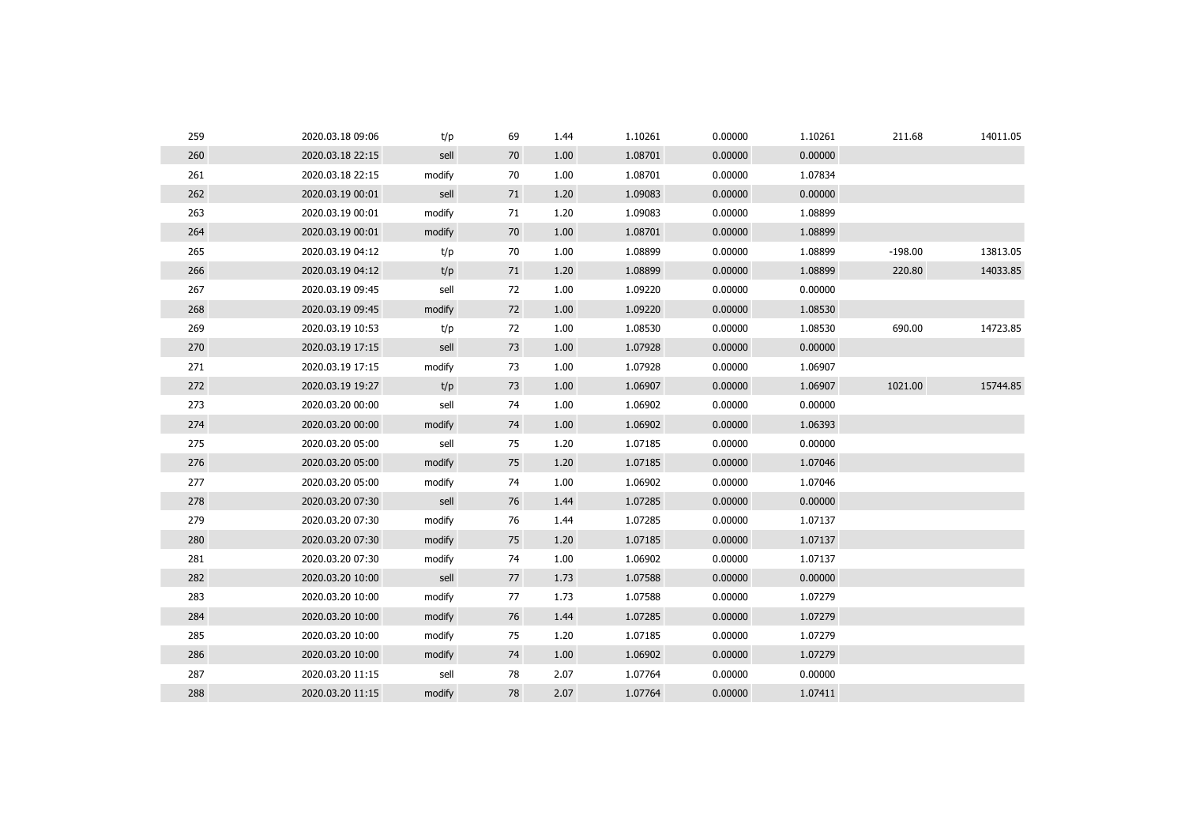| | | | | | | | | | |
|---|---|---|---|---|---|---|---|---|---|
| 259 | 2020.03.18 09:06 | t/p | 69 | 1.44 | 1.10261 | 0.00000 | 1.10261 | 211.68 | 14011.05 |
| 260 | 2020.03.18 22:15 | sell | 70 | 1.00 | 1.08701 | 0.00000 | 0.00000 | | |
| 261 | 2020.03.18 22:15 | modify | 70 | 1.00 | 1.08701 | 0.00000 | 1.07834 | | |
| 262 | 2020.03.19 00:01 | sell | 71 | 1.20 | 1.09083 | 0.00000 | 0.00000 | | |
| 263 | 2020.03.19 00:01 | modify | 71 | 1.20 | 1.09083 | 0.00000 | 1.08899 | | |
| 264 | 2020.03.19 00:01 | modify | 70 | 1.00 | 1.08701 | 0.00000 | 1.08899 | | |
| 265 | 2020.03.19 04:12 | t/p | 70 | 1.00 | 1.08899 | 0.00000 | 1.08899 | -198.00 | 13813.05 |
| 266 | 2020.03.19 04:12 | t/p | 71 | 1.20 | 1.08899 | 0.00000 | 1.08899 | 220.80 | 14033.85 |
| 267 | 2020.03.19 09:45 | sell | 72 | 1.00 | 1.09220 | 0.00000 | 0.00000 | | |
| 268 | 2020.03.19 09:45 | modify | 72 | 1.00 | 1.09220 | 0.00000 | 1.08530 | | |
| 269 | 2020.03.19 10:53 | t/p | 72 | 1.00 | 1.08530 | 0.00000 | 1.08530 | 690.00 | 14723.85 |
| 270 | 2020.03.19 17:15 | sell | 73 | 1.00 | 1.07928 | 0.00000 | 0.00000 | | |
| 271 | 2020.03.19 17:15 | modify | 73 | 1.00 | 1.07928 | 0.00000 | 1.06907 | | |
| 272 | 2020.03.19 19:27 | t/p | 73 | 1.00 | 1.06907 | 0.00000 | 1.06907 | 1021.00 | 15744.85 |
| 273 | 2020.03.20 00:00 | sell | 74 | 1.00 | 1.06902 | 0.00000 | 0.00000 | | |
| 274 | 2020.03.20 00:00 | modify | 74 | 1.00 | 1.06902 | 0.00000 | 1.06393 | | |
| 275 | 2020.03.20 05:00 | sell | 75 | 1.20 | 1.07185 | 0.00000 | 0.00000 | | |
| 276 | 2020.03.20 05:00 | modify | 75 | 1.20 | 1.07185 | 0.00000 | 1.07046 | | |
| 277 | 2020.03.20 05:00 | modify | 74 | 1.00 | 1.06902 | 0.00000 | 1.07046 | | |
| 278 | 2020.03.20 07:30 | sell | 76 | 1.44 | 1.07285 | 0.00000 | 0.00000 | | |
| 279 | 2020.03.20 07:30 | modify | 76 | 1.44 | 1.07285 | 0.00000 | 1.07137 | | |
| 280 | 2020.03.20 07:30 | modify | 75 | 1.20 | 1.07185 | 0.00000 | 1.07137 | | |
| 281 | 2020.03.20 07:30 | modify | 74 | 1.00 | 1.06902 | 0.00000 | 1.07137 | | |
| 282 | 2020.03.20 10:00 | sell | 77 | 1.73 | 1.07588 | 0.00000 | 0.00000 | | |
| 283 | 2020.03.20 10:00 | modify | 77 | 1.73 | 1.07588 | 0.00000 | 1.07279 | | |
| 284 | 2020.03.20 10:00 | modify | 76 | 1.44 | 1.07285 | 0.00000 | 1.07279 | | |
| 285 | 2020.03.20 10:00 | modify | 75 | 1.20 | 1.07185 | 0.00000 | 1.07279 | | |
| 286 | 2020.03.20 10:00 | modify | 74 | 1.00 | 1.06902 | 0.00000 | 1.07279 | | |
| 287 | 2020.03.20 11:15 | sell | 78 | 2.07 | 1.07764 | 0.00000 | 0.00000 | | |
| 288 | 2020.03.20 11:15 | modify | 78 | 2.07 | 1.07764 | 0.00000 | 1.07411 | | |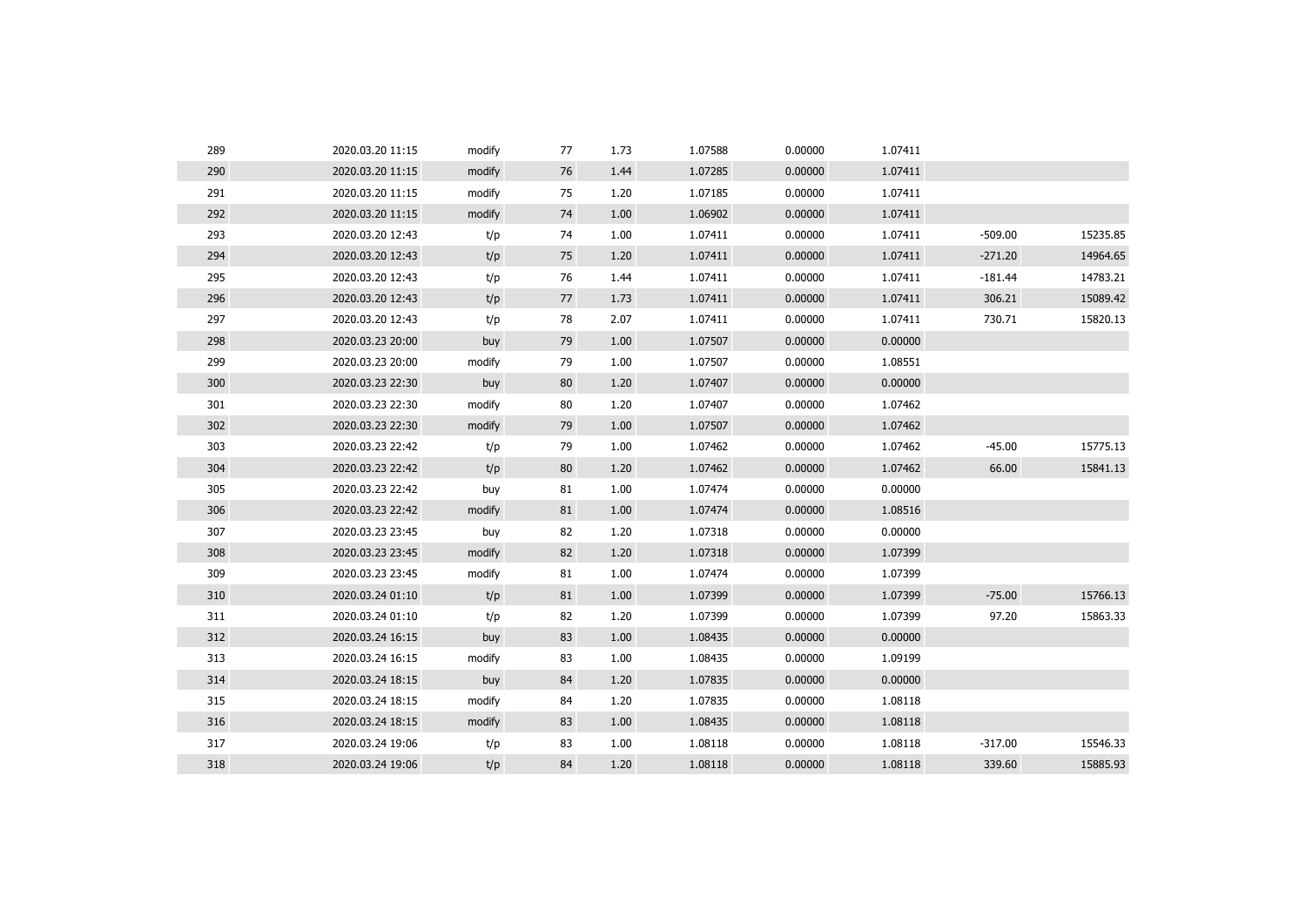| | | | | | | | | | |
|---|---|---|---|---|---|---|---|---|---|
| 289 | 2020.03.20 11:15 | modify | 77 | 1.73 | 1.07588 | 0.00000 | 1.07411 | | |
| 290 | 2020.03.20 11:15 | modify | 76 | 1.44 | 1.07285 | 0.00000 | 1.07411 | | |
| 291 | 2020.03.20 11:15 | modify | 75 | 1.20 | 1.07185 | 0.00000 | 1.07411 | | |
| 292 | 2020.03.20 11:15 | modify | 74 | 1.00 | 1.06902 | 0.00000 | 1.07411 | | |
| 293 | 2020.03.20 12:43 | t/p | 74 | 1.00 | 1.07411 | 0.00000 | 1.07411 | -509.00 | 15235.85 |
| 294 | 2020.03.20 12:43 | t/p | 75 | 1.20 | 1.07411 | 0.00000 | 1.07411 | -271.20 | 14964.65 |
| 295 | 2020.03.20 12:43 | t/p | 76 | 1.44 | 1.07411 | 0.00000 | 1.07411 | -181.44 | 14783.21 |
| 296 | 2020.03.20 12:43 | t/p | 77 | 1.73 | 1.07411 | 0.00000 | 1.07411 | 306.21 | 15089.42 |
| 297 | 2020.03.20 12:43 | t/p | 78 | 2.07 | 1.07411 | 0.00000 | 1.07411 | 730.71 | 15820.13 |
| 298 | 2020.03.23 20:00 | buy | 79 | 1.00 | 1.07507 | 0.00000 | 0.00000 | | |
| 299 | 2020.03.23 20:00 | modify | 79 | 1.00 | 1.07507 | 0.00000 | 1.08551 | | |
| 300 | 2020.03.23 22:30 | buy | 80 | 1.20 | 1.07407 | 0.00000 | 0.00000 | | |
| 301 | 2020.03.23 22:30 | modify | 80 | 1.20 | 1.07407 | 0.00000 | 1.07462 | | |
| 302 | 2020.03.23 22:30 | modify | 79 | 1.00 | 1.07507 | 0.00000 | 1.07462 | | |
| 303 | 2020.03.23 22:42 | t/p | 79 | 1.00 | 1.07462 | 0.00000 | 1.07462 | -45.00 | 15775.13 |
| 304 | 2020.03.23 22:42 | t/p | 80 | 1.20 | 1.07462 | 0.00000 | 1.07462 | 66.00 | 15841.13 |
| 305 | 2020.03.23 22:42 | buy | 81 | 1.00 | 1.07474 | 0.00000 | 0.00000 | | |
| 306 | 2020.03.23 22:42 | modify | 81 | 1.00 | 1.07474 | 0.00000 | 1.08516 | | |
| 307 | 2020.03.23 23:45 | buy | 82 | 1.20 | 1.07318 | 0.00000 | 0.00000 | | |
| 308 | 2020.03.23 23:45 | modify | 82 | 1.20 | 1.07318 | 0.00000 | 1.07399 | | |
| 309 | 2020.03.23 23:45 | modify | 81 | 1.00 | 1.07474 | 0.00000 | 1.07399 | | |
| 310 | 2020.03.24 01:10 | t/p | 81 | 1.00 | 1.07399 | 0.00000 | 1.07399 | -75.00 | 15766.13 |
| 311 | 2020.03.24 01:10 | t/p | 82 | 1.20 | 1.07399 | 0.00000 | 1.07399 | 97.20 | 15863.33 |
| 312 | 2020.03.24 16:15 | buy | 83 | 1.00 | 1.08435 | 0.00000 | 0.00000 | | |
| 313 | 2020.03.24 16:15 | modify | 83 | 1.00 | 1.08435 | 0.00000 | 1.09199 | | |
| 314 | 2020.03.24 18:15 | buy | 84 | 1.20 | 1.07835 | 0.00000 | 0.00000 | | |
| 315 | 2020.03.24 18:15 | modify | 84 | 1.20 | 1.07835 | 0.00000 | 1.08118 | | |
| 316 | 2020.03.24 18:15 | modify | 83 | 1.00 | 1.08435 | 0.00000 | 1.08118 | | |
| 317 | 2020.03.24 19:06 | t/p | 83 | 1.00 | 1.08118 | 0.00000 | 1.08118 | -317.00 | 15546.33 |
| 318 | 2020.03.24 19:06 | t/p | 84 | 1.20 | 1.08118 | 0.00000 | 1.08118 | 339.60 | 15885.93 |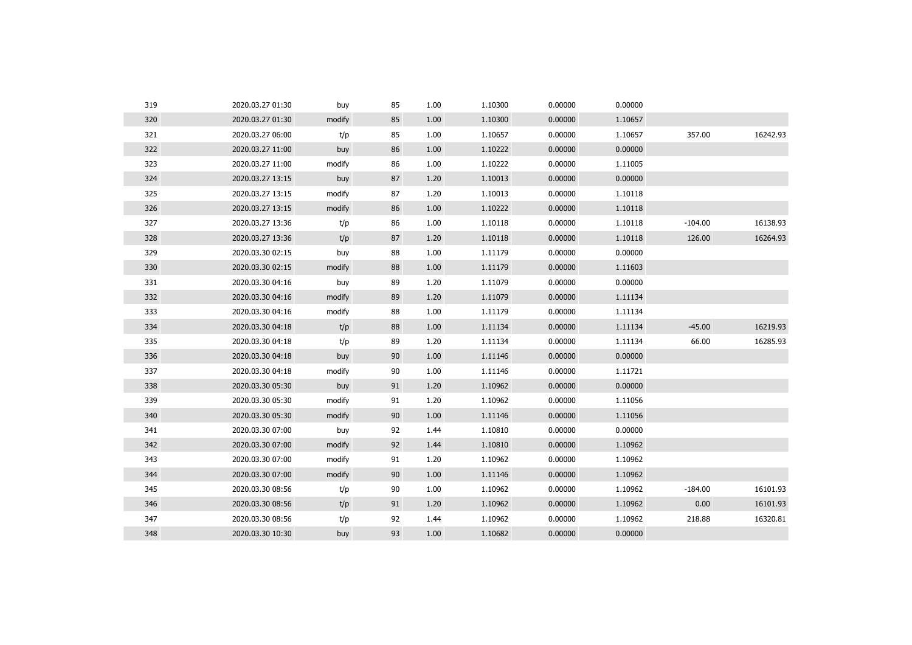| | | | | | | | | | |
|---|---|---|---|---|---|---|---|---|---|
| 319 | 2020.03.27 01:30 | buy | 85 | 1.00 | 1.10300 | 0.00000 | 0.00000 | | |
| 320 | 2020.03.27 01:30 | modify | 85 | 1.00 | 1.10300 | 0.00000 | 1.10657 | | |
| 321 | 2020.03.27 06:00 | t/p | 85 | 1.00 | 1.10657 | 0.00000 | 1.10657 | 357.00 | 16242.93 |
| 322 | 2020.03.27 11:00 | buy | 86 | 1.00 | 1.10222 | 0.00000 | 0.00000 | | |
| 323 | 2020.03.27 11:00 | modify | 86 | 1.00 | 1.10222 | 0.00000 | 1.11005 | | |
| 324 | 2020.03.27 13:15 | buy | 87 | 1.20 | 1.10013 | 0.00000 | 0.00000 | | |
| 325 | 2020.03.27 13:15 | modify | 87 | 1.20 | 1.10013 | 0.00000 | 1.10118 | | |
| 326 | 2020.03.27 13:15 | modify | 86 | 1.00 | 1.10222 | 0.00000 | 1.10118 | | |
| 327 | 2020.03.27 13:36 | t/p | 86 | 1.00 | 1.10118 | 0.00000 | 1.10118 | -104.00 | 16138.93 |
| 328 | 2020.03.27 13:36 | t/p | 87 | 1.20 | 1.10118 | 0.00000 | 1.10118 | 126.00 | 16264.93 |
| 329 | 2020.03.30 02:15 | buy | 88 | 1.00 | 1.11179 | 0.00000 | 0.00000 | | |
| 330 | 2020.03.30 02:15 | modify | 88 | 1.00 | 1.11179 | 0.00000 | 1.11603 | | |
| 331 | 2020.03.30 04:16 | buy | 89 | 1.20 | 1.11079 | 0.00000 | 0.00000 | | |
| 332 | 2020.03.30 04:16 | modify | 89 | 1.20 | 1.11079 | 0.00000 | 1.11134 | | |
| 333 | 2020.03.30 04:16 | modify | 88 | 1.00 | 1.11179 | 0.00000 | 1.11134 | | |
| 334 | 2020.03.30 04:18 | t/p | 88 | 1.00 | 1.11134 | 0.00000 | 1.11134 | -45.00 | 16219.93 |
| 335 | 2020.03.30 04:18 | t/p | 89 | 1.20 | 1.11134 | 0.00000 | 1.11134 | 66.00 | 16285.93 |
| 336 | 2020.03.30 04:18 | buy | 90 | 1.00 | 1.11146 | 0.00000 | 0.00000 | | |
| 337 | 2020.03.30 04:18 | modify | 90 | 1.00 | 1.11146 | 0.00000 | 1.11721 | | |
| 338 | 2020.03.30 05:30 | buy | 91 | 1.20 | 1.10962 | 0.00000 | 0.00000 | | |
| 339 | 2020.03.30 05:30 | modify | 91 | 1.20 | 1.10962 | 0.00000 | 1.11056 | | |
| 340 | 2020.03.30 05:30 | modify | 90 | 1.00 | 1.11146 | 0.00000 | 1.11056 | | |
| 341 | 2020.03.30 07:00 | buy | 92 | 1.44 | 1.10810 | 0.00000 | 0.00000 | | |
| 342 | 2020.03.30 07:00 | modify | 92 | 1.44 | 1.10810 | 0.00000 | 1.10962 | | |
| 343 | 2020.03.30 07:00 | modify | 91 | 1.20 | 1.10962 | 0.00000 | 1.10962 | | |
| 344 | 2020.03.30 07:00 | modify | 90 | 1.00 | 1.11146 | 0.00000 | 1.10962 | | |
| 345 | 2020.03.30 08:56 | t/p | 90 | 1.00 | 1.10962 | 0.00000 | 1.10962 | -184.00 | 16101.93 |
| 346 | 2020.03.30 08:56 | t/p | 91 | 1.20 | 1.10962 | 0.00000 | 1.10962 | 0.00 | 16101.93 |
| 347 | 2020.03.30 08:56 | t/p | 92 | 1.44 | 1.10962 | 0.00000 | 1.10962 | 218.88 | 16320.81 |
| 348 | 2020.03.30 10:30 | buy | 93 | 1.00 | 1.10682 | 0.00000 | 0.00000 | | |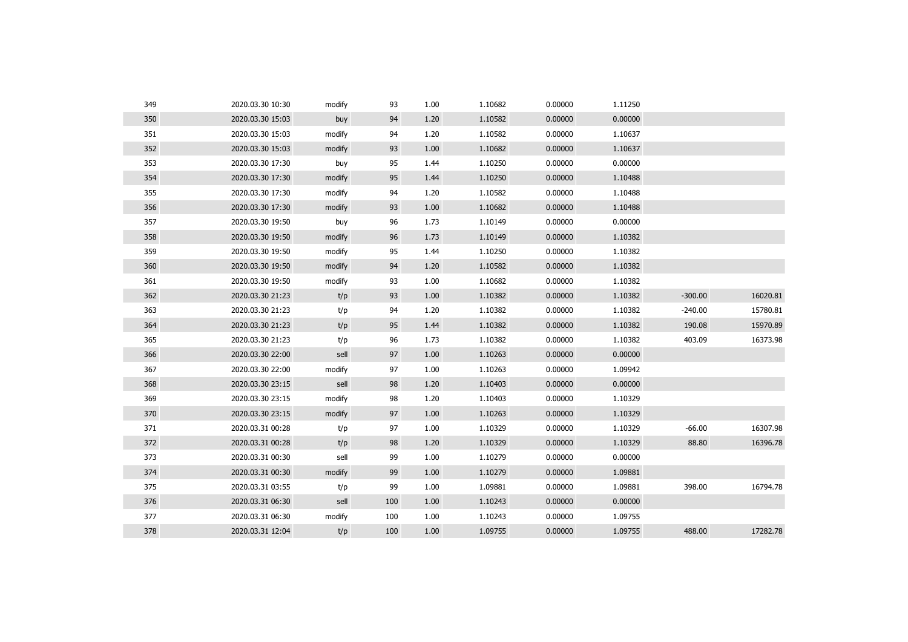| | | | | | | | | | |
|---|---|---|---|---|---|---|---|---|---|
| 349 | 2020.03.30 10:30 | modify | 93 | 1.00 | 1.10682 | 0.00000 | 1.11250 | | |
| 350 | 2020.03.30 15:03 | buy | 94 | 1.20 | 1.10582 | 0.00000 | 0.00000 | | |
| 351 | 2020.03.30 15:03 | modify | 94 | 1.20 | 1.10582 | 0.00000 | 1.10637 | | |
| 352 | 2020.03.30 15:03 | modify | 93 | 1.00 | 1.10682 | 0.00000 | 1.10637 | | |
| 353 | 2020.03.30 17:30 | buy | 95 | 1.44 | 1.10250 | 0.00000 | 0.00000 | | |
| 354 | 2020.03.30 17:30 | modify | 95 | 1.44 | 1.10250 | 0.00000 | 1.10488 | | |
| 355 | 2020.03.30 17:30 | modify | 94 | 1.20 | 1.10582 | 0.00000 | 1.10488 | | |
| 356 | 2020.03.30 17:30 | modify | 93 | 1.00 | 1.10682 | 0.00000 | 1.10488 | | |
| 357 | 2020.03.30 19:50 | buy | 96 | 1.73 | 1.10149 | 0.00000 | 0.00000 | | |
| 358 | 2020.03.30 19:50 | modify | 96 | 1.73 | 1.10149 | 0.00000 | 1.10382 | | |
| 359 | 2020.03.30 19:50 | modify | 95 | 1.44 | 1.10250 | 0.00000 | 1.10382 | | |
| 360 | 2020.03.30 19:50 | modify | 94 | 1.20 | 1.10582 | 0.00000 | 1.10382 | | |
| 361 | 2020.03.30 19:50 | modify | 93 | 1.00 | 1.10682 | 0.00000 | 1.10382 | | |
| 362 | 2020.03.30 21:23 | t/p | 93 | 1.00 | 1.10382 | 0.00000 | 1.10382 | -300.00 | 16020.81 |
| 363 | 2020.03.30 21:23 | t/p | 94 | 1.20 | 1.10382 | 0.00000 | 1.10382 | -240.00 | 15780.81 |
| 364 | 2020.03.30 21:23 | t/p | 95 | 1.44 | 1.10382 | 0.00000 | 1.10382 | 190.08 | 15970.89 |
| 365 | 2020.03.30 21:23 | t/p | 96 | 1.73 | 1.10382 | 0.00000 | 1.10382 | 403.09 | 16373.98 |
| 366 | 2020.03.30 22:00 | sell | 97 | 1.00 | 1.10263 | 0.00000 | 0.00000 | | |
| 367 | 2020.03.30 22:00 | modify | 97 | 1.00 | 1.10263 | 0.00000 | 1.09942 | | |
| 368 | 2020.03.30 23:15 | sell | 98 | 1.20 | 1.10403 | 0.00000 | 0.00000 | | |
| 369 | 2020.03.30 23:15 | modify | 98 | 1.20 | 1.10403 | 0.00000 | 1.10329 | | |
| 370 | 2020.03.30 23:15 | modify | 97 | 1.00 | 1.10263 | 0.00000 | 1.10329 | | |
| 371 | 2020.03.31 00:28 | t/p | 97 | 1.00 | 1.10329 | 0.00000 | 1.10329 | -66.00 | 16307.98 |
| 372 | 2020.03.31 00:28 | t/p | 98 | 1.20 | 1.10329 | 0.00000 | 1.10329 | 88.80 | 16396.78 |
| 373 | 2020.03.31 00:30 | sell | 99 | 1.00 | 1.10279 | 0.00000 | 0.00000 | | |
| 374 | 2020.03.31 00:30 | modify | 99 | 1.00 | 1.10279 | 0.00000 | 1.09881 | | |
| 375 | 2020.03.31 03:55 | t/p | 99 | 1.00 | 1.09881 | 0.00000 | 1.09881 | 398.00 | 16794.78 |
| 376 | 2020.03.31 06:30 | sell | 100 | 1.00 | 1.10243 | 0.00000 | 0.00000 | | |
| 377 | 2020.03.31 06:30 | modify | 100 | 1.00 | 1.10243 | 0.00000 | 1.09755 | | |
| 378 | 2020.03.31 12:04 | t/p | 100 | 1.00 | 1.09755 | 0.00000 | 1.09755 | 488.00 | 17282.78 |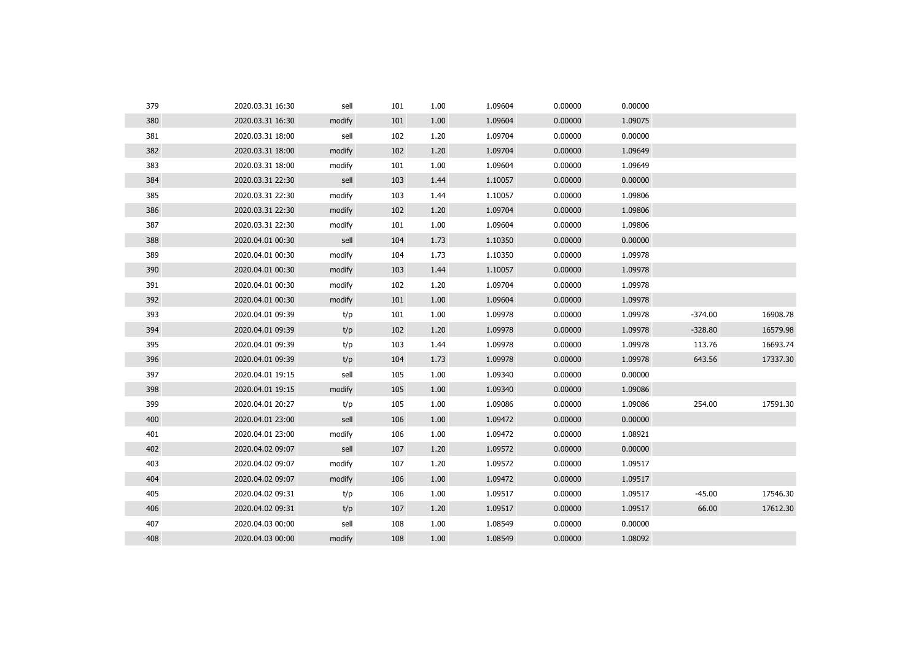| | | | | | | | | | |
|---|---|---|---|---|---|---|---|---|---|
| 379 | 2020.03.31 16:30 | sell | 101 | 1.00 | 1.09604 | 0.00000 | 0.00000 | | |
| 380 | 2020.03.31 16:30 | modify | 101 | 1.00 | 1.09604 | 0.00000 | 1.09075 | | |
| 381 | 2020.03.31 18:00 | sell | 102 | 1.20 | 1.09704 | 0.00000 | 0.00000 | | |
| 382 | 2020.03.31 18:00 | modify | 102 | 1.20 | 1.09704 | 0.00000 | 1.09649 | | |
| 383 | 2020.03.31 18:00 | modify | 101 | 1.00 | 1.09604 | 0.00000 | 1.09649 | | |
| 384 | 2020.03.31 22:30 | sell | 103 | 1.44 | 1.10057 | 0.00000 | 0.00000 | | |
| 385 | 2020.03.31 22:30 | modify | 103 | 1.44 | 1.10057 | 0.00000 | 1.09806 | | |
| 386 | 2020.03.31 22:30 | modify | 102 | 1.20 | 1.09704 | 0.00000 | 1.09806 | | |
| 387 | 2020.03.31 22:30 | modify | 101 | 1.00 | 1.09604 | 0.00000 | 1.09806 | | |
| 388 | 2020.04.01 00:30 | sell | 104 | 1.73 | 1.10350 | 0.00000 | 0.00000 | | |
| 389 | 2020.04.01 00:30 | modify | 104 | 1.73 | 1.10350 | 0.00000 | 1.09978 | | |
| 390 | 2020.04.01 00:30 | modify | 103 | 1.44 | 1.10057 | 0.00000 | 1.09978 | | |
| 391 | 2020.04.01 00:30 | modify | 102 | 1.20 | 1.09704 | 0.00000 | 1.09978 | | |
| 392 | 2020.04.01 00:30 | modify | 101 | 1.00 | 1.09604 | 0.00000 | 1.09978 | | |
| 393 | 2020.04.01 09:39 | t/p | 101 | 1.00 | 1.09978 | 0.00000 | 1.09978 | -374.00 | 16908.78 |
| 394 | 2020.04.01 09:39 | t/p | 102 | 1.20 | 1.09978 | 0.00000 | 1.09978 | -328.80 | 16579.98 |
| 395 | 2020.04.01 09:39 | t/p | 103 | 1.44 | 1.09978 | 0.00000 | 1.09978 | 113.76 | 16693.74 |
| 396 | 2020.04.01 09:39 | t/p | 104 | 1.73 | 1.09978 | 0.00000 | 1.09978 | 643.56 | 17337.30 |
| 397 | 2020.04.01 19:15 | sell | 105 | 1.00 | 1.09340 | 0.00000 | 0.00000 | | |
| 398 | 2020.04.01 19:15 | modify | 105 | 1.00 | 1.09340 | 0.00000 | 1.09086 | | |
| 399 | 2020.04.01 20:27 | t/p | 105 | 1.00 | 1.09086 | 0.00000 | 1.09086 | 254.00 | 17591.30 |
| 400 | 2020.04.01 23:00 | sell | 106 | 1.00 | 1.09472 | 0.00000 | 0.00000 | | |
| 401 | 2020.04.01 23:00 | modify | 106 | 1.00 | 1.09472 | 0.00000 | 1.08921 | | |
| 402 | 2020.04.02 09:07 | sell | 107 | 1.20 | 1.09572 | 0.00000 | 0.00000 | | |
| 403 | 2020.04.02 09:07 | modify | 107 | 1.20 | 1.09572 | 0.00000 | 1.09517 | | |
| 404 | 2020.04.02 09:07 | modify | 106 | 1.00 | 1.09472 | 0.00000 | 1.09517 | | |
| 405 | 2020.04.02 09:31 | t/p | 106 | 1.00 | 1.09517 | 0.00000 | 1.09517 | -45.00 | 17546.30 |
| 406 | 2020.04.02 09:31 | t/p | 107 | 1.20 | 1.09517 | 0.00000 | 1.09517 | 66.00 | 17612.30 |
| 407 | 2020.04.03 00:00 | sell | 108 | 1.00 | 1.08549 | 0.00000 | 0.00000 | | |
| 408 | 2020.04.03 00:00 | modify | 108 | 1.00 | 1.08549 | 0.00000 | 1.08092 | | |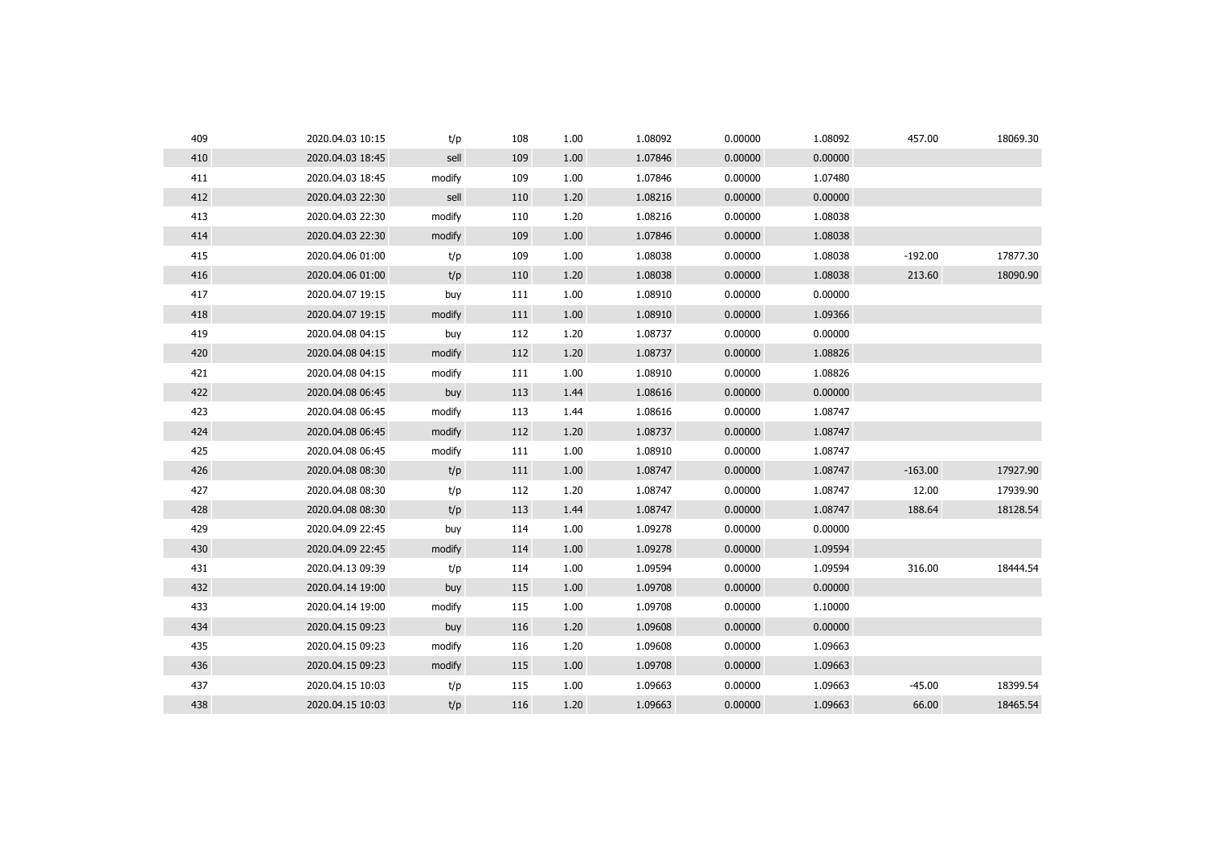| | | | | | | | | | |
|---|---|---|---|---|---|---|---|---|---|
| 409 | 2020.04.03 10:15 | t/p | 108 | 1.00 | 1.08092 | 0.00000 | 1.08092 | 457.00 | 18069.30 |
| 410 | 2020.04.03 18:45 | sell | 109 | 1.00 | 1.07846 | 0.00000 | 0.00000 | | |
| 411 | 2020.04.03 18:45 | modify | 109 | 1.00 | 1.07846 | 0.00000 | 1.07480 | | |
| 412 | 2020.04.03 22:30 | sell | 110 | 1.20 | 1.08216 | 0.00000 | 0.00000 | | |
| 413 | 2020.04.03 22:30 | modify | 110 | 1.20 | 1.08216 | 0.00000 | 1.08038 | | |
| 414 | 2020.04.03 22:30 | modify | 109 | 1.00 | 1.07846 | 0.00000 | 1.08038 | | |
| 415 | 2020.04.06 01:00 | t/p | 109 | 1.00 | 1.08038 | 0.00000 | 1.08038 | -192.00 | 17877.30 |
| 416 | 2020.04.06 01:00 | t/p | 110 | 1.20 | 1.08038 | 0.00000 | 1.08038 | 213.60 | 18090.90 |
| 417 | 2020.04.07 19:15 | buy | 111 | 1.00 | 1.08910 | 0.00000 | 0.00000 | | |
| 418 | 2020.04.07 19:15 | modify | 111 | 1.00 | 1.08910 | 0.00000 | 1.09366 | | |
| 419 | 2020.04.08 04:15 | buy | 112 | 1.20 | 1.08737 | 0.00000 | 0.00000 | | |
| 420 | 2020.04.08 04:15 | modify | 112 | 1.20 | 1.08737 | 0.00000 | 1.08826 | | |
| 421 | 2020.04.08 04:15 | modify | 111 | 1.00 | 1.08910 | 0.00000 | 1.08826 | | |
| 422 | 2020.04.08 06:45 | buy | 113 | 1.44 | 1.08616 | 0.00000 | 0.00000 | | |
| 423 | 2020.04.08 06:45 | modify | 113 | 1.44 | 1.08616 | 0.00000 | 1.08747 | | |
| 424 | 2020.04.08 06:45 | modify | 112 | 1.20 | 1.08737 | 0.00000 | 1.08747 | | |
| 425 | 2020.04.08 06:45 | modify | 111 | 1.00 | 1.08910 | 0.00000 | 1.08747 | | |
| 426 | 2020.04.08 08:30 | t/p | 111 | 1.00 | 1.08747 | 0.00000 | 1.08747 | -163.00 | 17927.90 |
| 427 | 2020.04.08 08:30 | t/p | 112 | 1.20 | 1.08747 | 0.00000 | 1.08747 | 12.00 | 17939.90 |
| 428 | 2020.04.08 08:30 | t/p | 113 | 1.44 | 1.08747 | 0.00000 | 1.08747 | 188.64 | 18128.54 |
| 429 | 2020.04.09 22:45 | buy | 114 | 1.00 | 1.09278 | 0.00000 | 0.00000 | | |
| 430 | 2020.04.09 22:45 | modify | 114 | 1.00 | 1.09278 | 0.00000 | 1.09594 | | |
| 431 | 2020.04.13 09:39 | t/p | 114 | 1.00 | 1.09594 | 0.00000 | 1.09594 | 316.00 | 18444.54 |
| 432 | 2020.04.14 19:00 | buy | 115 | 1.00 | 1.09708 | 0.00000 | 0.00000 | | |
| 433 | 2020.04.14 19:00 | modify | 115 | 1.00 | 1.09708 | 0.00000 | 1.10000 | | |
| 434 | 2020.04.15 09:23 | buy | 116 | 1.20 | 1.09608 | 0.00000 | 0.00000 | | |
| 435 | 2020.04.15 09:23 | modify | 116 | 1.20 | 1.09608 | 0.00000 | 1.09663 | | |
| 436 | 2020.04.15 09:23 | modify | 115 | 1.00 | 1.09708 | 0.00000 | 1.09663 | | |
| 437 | 2020.04.15 10:03 | t/p | 115 | 1.00 | 1.09663 | 0.00000 | 1.09663 | -45.00 | 18399.54 |
| 438 | 2020.04.15 10:03 | t/p | 116 | 1.20 | 1.09663 | 0.00000 | 1.09663 | 66.00 | 18465.54 |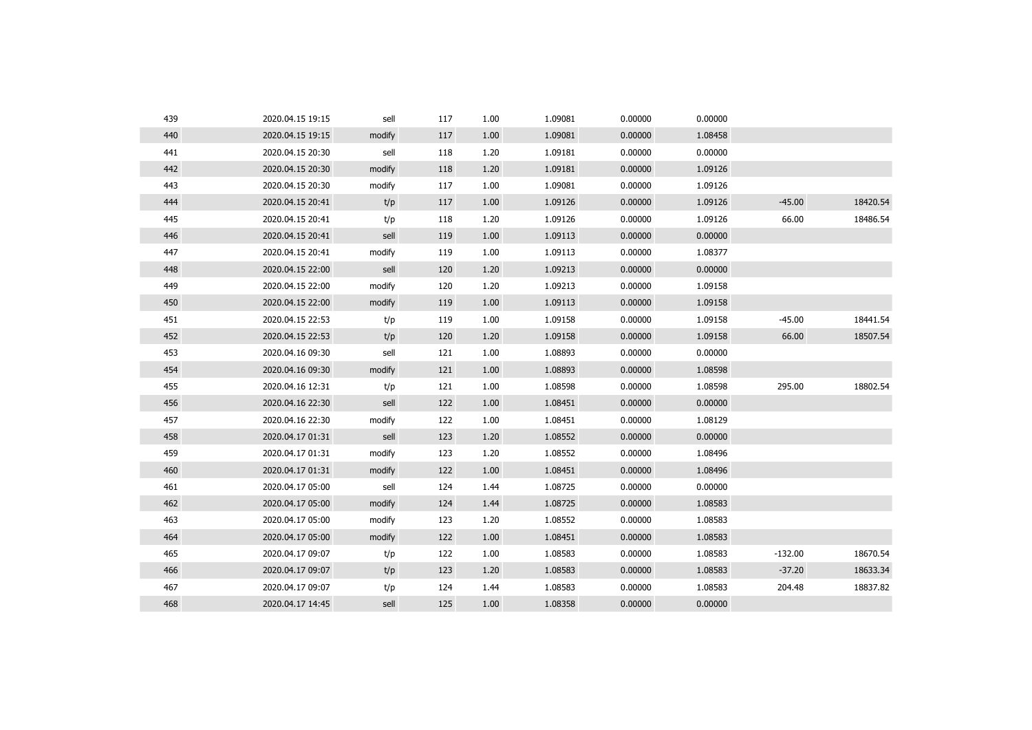| | | | | | | | | | |
|---|---|---|---|---|---|---|---|---|---|
| 439 | 2020.04.15 19:15 | sell | 117 | 1.00 | 1.09081 | 0.00000 | 0.00000 | | |
| 440 | 2020.04.15 19:15 | modify | 117 | 1.00 | 1.09081 | 0.00000 | 1.08458 | | |
| 441 | 2020.04.15 20:30 | sell | 118 | 1.20 | 1.09181 | 0.00000 | 0.00000 | | |
| 442 | 2020.04.15 20:30 | modify | 118 | 1.20 | 1.09181 | 0.00000 | 1.09126 | | |
| 443 | 2020.04.15 20:30 | modify | 117 | 1.00 | 1.09081 | 0.00000 | 1.09126 | | |
| 444 | 2020.04.15 20:41 | t/p | 117 | 1.00 | 1.09126 | 0.00000 | 1.09126 | -45.00 | 18420.54 |
| 445 | 2020.04.15 20:41 | t/p | 118 | 1.20 | 1.09126 | 0.00000 | 1.09126 | 66.00 | 18486.54 |
| 446 | 2020.04.15 20:41 | sell | 119 | 1.00 | 1.09113 | 0.00000 | 0.00000 | | |
| 447 | 2020.04.15 20:41 | modify | 119 | 1.00 | 1.09113 | 0.00000 | 1.08377 | | |
| 448 | 2020.04.15 22:00 | sell | 120 | 1.20 | 1.09213 | 0.00000 | 0.00000 | | |
| 449 | 2020.04.15 22:00 | modify | 120 | 1.20 | 1.09213 | 0.00000 | 1.09158 | | |
| 450 | 2020.04.15 22:00 | modify | 119 | 1.00 | 1.09113 | 0.00000 | 1.09158 | | |
| 451 | 2020.04.15 22:53 | t/p | 119 | 1.00 | 1.09158 | 0.00000 | 1.09158 | -45.00 | 18441.54 |
| 452 | 2020.04.15 22:53 | t/p | 120 | 1.20 | 1.09158 | 0.00000 | 1.09158 | 66.00 | 18507.54 |
| 453 | 2020.04.16 09:30 | sell | 121 | 1.00 | 1.08893 | 0.00000 | 0.00000 | | |
| 454 | 2020.04.16 09:30 | modify | 121 | 1.00 | 1.08893 | 0.00000 | 1.08598 | | |
| 455 | 2020.04.16 12:31 | t/p | 121 | 1.00 | 1.08598 | 0.00000 | 1.08598 | 295.00 | 18802.54 |
| 456 | 2020.04.16 22:30 | sell | 122 | 1.00 | 1.08451 | 0.00000 | 0.00000 | | |
| 457 | 2020.04.16 22:30 | modify | 122 | 1.00 | 1.08451 | 0.00000 | 1.08129 | | |
| 458 | 2020.04.17 01:31 | sell | 123 | 1.20 | 1.08552 | 0.00000 | 0.00000 | | |
| 459 | 2020.04.17 01:31 | modify | 123 | 1.20 | 1.08552 | 0.00000 | 1.08496 | | |
| 460 | 2020.04.17 01:31 | modify | 122 | 1.00 | 1.08451 | 0.00000 | 1.08496 | | |
| 461 | 2020.04.17 05:00 | sell | 124 | 1.44 | 1.08725 | 0.00000 | 0.00000 | | |
| 462 | 2020.04.17 05:00 | modify | 124 | 1.44 | 1.08725 | 0.00000 | 1.08583 | | |
| 463 | 2020.04.17 05:00 | modify | 123 | 1.20 | 1.08552 | 0.00000 | 1.08583 | | |
| 464 | 2020.04.17 05:00 | modify | 122 | 1.00 | 1.08451 | 0.00000 | 1.08583 | | |
| 465 | 2020.04.17 09:07 | t/p | 122 | 1.00 | 1.08583 | 0.00000 | 1.08583 | -132.00 | 18670.54 |
| 466 | 2020.04.17 09:07 | t/p | 123 | 1.20 | 1.08583 | 0.00000 | 1.08583 | -37.20 | 18633.34 |
| 467 | 2020.04.17 09:07 | t/p | 124 | 1.44 | 1.08583 | 0.00000 | 1.08583 | 204.48 | 18837.82 |
| 468 | 2020.04.17 14:45 | sell | 125 | 1.00 | 1.08358 | 0.00000 | 0.00000 | | |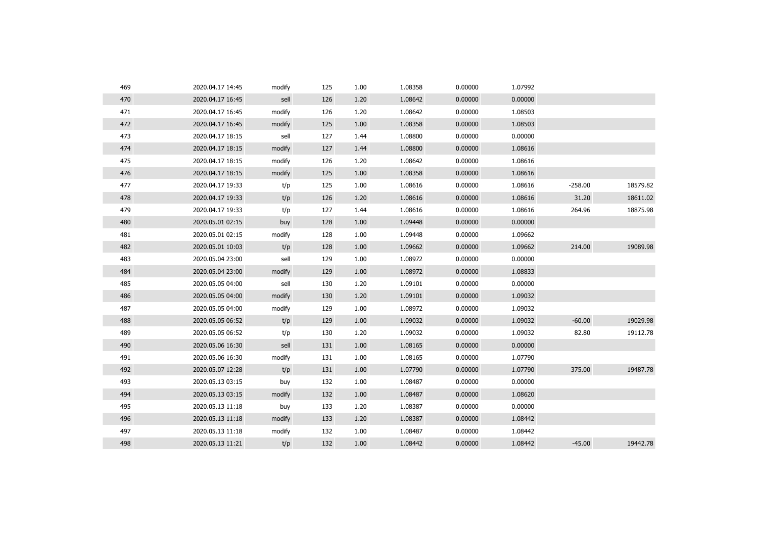| | | | | | | | | | |
|---|---|---|---|---|---|---|---|---|---|
| 469 | 2020.04.17 14:45 | modify | 125 | 1.00 | 1.08358 | 0.00000 | 1.07992 | | |
| 470 | 2020.04.17 16:45 | sell | 126 | 1.20 | 1.08642 | 0.00000 | 0.00000 | | |
| 471 | 2020.04.17 16:45 | modify | 126 | 1.20 | 1.08642 | 0.00000 | 1.08503 | | |
| 472 | 2020.04.17 16:45 | modify | 125 | 1.00 | 1.08358 | 0.00000 | 1.08503 | | |
| 473 | 2020.04.17 18:15 | sell | 127 | 1.44 | 1.08800 | 0.00000 | 0.00000 | | |
| 474 | 2020.04.17 18:15 | modify | 127 | 1.44 | 1.08800 | 0.00000 | 1.08616 | | |
| 475 | 2020.04.17 18:15 | modify | 126 | 1.20 | 1.08642 | 0.00000 | 1.08616 | | |
| 476 | 2020.04.17 18:15 | modify | 125 | 1.00 | 1.08358 | 0.00000 | 1.08616 | | |
| 477 | 2020.04.17 19:33 | t/p | 125 | 1.00 | 1.08616 | 0.00000 | 1.08616 | -258.00 | 18579.82 |
| 478 | 2020.04.17 19:33 | t/p | 126 | 1.20 | 1.08616 | 0.00000 | 1.08616 | 31.20 | 18611.02 |
| 479 | 2020.04.17 19:33 | t/p | 127 | 1.44 | 1.08616 | 0.00000 | 1.08616 | 264.96 | 18875.98 |
| 480 | 2020.05.01 02:15 | buy | 128 | 1.00 | 1.09448 | 0.00000 | 0.00000 | | |
| 481 | 2020.05.01 02:15 | modify | 128 | 1.00 | 1.09448 | 0.00000 | 1.09662 | | |
| 482 | 2020.05.01 10:03 | t/p | 128 | 1.00 | 1.09662 | 0.00000 | 1.09662 | 214.00 | 19089.98 |
| 483 | 2020.05.04 23:00 | sell | 129 | 1.00 | 1.08972 | 0.00000 | 0.00000 | | |
| 484 | 2020.05.04 23:00 | modify | 129 | 1.00 | 1.08972 | 0.00000 | 1.08833 | | |
| 485 | 2020.05.05 04:00 | sell | 130 | 1.20 | 1.09101 | 0.00000 | 0.00000 | | |
| 486 | 2020.05.05 04:00 | modify | 130 | 1.20 | 1.09101 | 0.00000 | 1.09032 | | |
| 487 | 2020.05.05 04:00 | modify | 129 | 1.00 | 1.08972 | 0.00000 | 1.09032 | | |
| 488 | 2020.05.05 06:52 | t/p | 129 | 1.00 | 1.09032 | 0.00000 | 1.09032 | -60.00 | 19029.98 |
| 489 | 2020.05.05 06:52 | t/p | 130 | 1.20 | 1.09032 | 0.00000 | 1.09032 | 82.80 | 19112.78 |
| 490 | 2020.05.06 16:30 | sell | 131 | 1.00 | 1.08165 | 0.00000 | 0.00000 | | |
| 491 | 2020.05.06 16:30 | modify | 131 | 1.00 | 1.08165 | 0.00000 | 1.07790 | | |
| 492 | 2020.05.07 12:28 | t/p | 131 | 1.00 | 1.07790 | 0.00000 | 1.07790 | 375.00 | 19487.78 |
| 493 | 2020.05.13 03:15 | buy | 132 | 1.00 | 1.08487 | 0.00000 | 0.00000 | | |
| 494 | 2020.05.13 03:15 | modify | 132 | 1.00 | 1.08487 | 0.00000 | 1.08620 | | |
| 495 | 2020.05.13 11:18 | buy | 133 | 1.20 | 1.08387 | 0.00000 | 0.00000 | | |
| 496 | 2020.05.13 11:18 | modify | 133 | 1.20 | 1.08387 | 0.00000 | 1.08442 | | |
| 497 | 2020.05.13 11:18 | modify | 132 | 1.00 | 1.08487 | 0.00000 | 1.08442 | | |
| 498 | 2020.05.13 11:21 | t/p | 132 | 1.00 | 1.08442 | 0.00000 | 1.08442 | -45.00 | 19442.78 |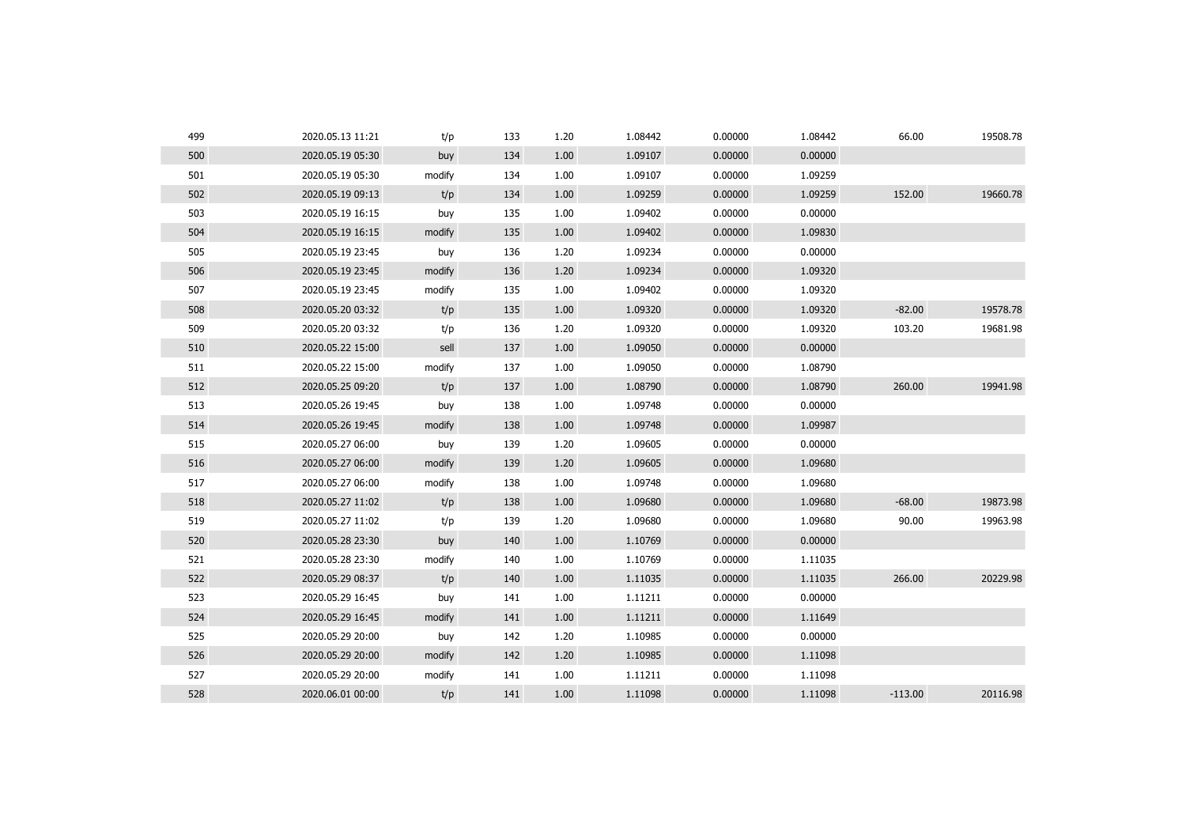| | | | | | | | | | |
|---|---|---|---|---|---|---|---|---|---|
| 499 | 2020.05.13 11:21 | t/p | 133 | 1.20 | 1.08442 | 0.00000 | 1.08442 | 66.00 | 19508.78 |
| 500 | 2020.05.19 05:30 | buy | 134 | 1.00 | 1.09107 | 0.00000 | 0.00000 | | |
| 501 | 2020.05.19 05:30 | modify | 134 | 1.00 | 1.09107 | 0.00000 | 1.09259 | | |
| 502 | 2020.05.19 09:13 | t/p | 134 | 1.00 | 1.09259 | 0.00000 | 1.09259 | 152.00 | 19660.78 |
| 503 | 2020.05.19 16:15 | buy | 135 | 1.00 | 1.09402 | 0.00000 | 0.00000 | | |
| 504 | 2020.05.19 16:15 | modify | 135 | 1.00 | 1.09402 | 0.00000 | 1.09830 | | |
| 505 | 2020.05.19 23:45 | buy | 136 | 1.20 | 1.09234 | 0.00000 | 0.00000 | | |
| 506 | 2020.05.19 23:45 | modify | 136 | 1.20 | 1.09234 | 0.00000 | 1.09320 | | |
| 507 | 2020.05.19 23:45 | modify | 135 | 1.00 | 1.09402 | 0.00000 | 1.09320 | | |
| 508 | 2020.05.20 03:32 | t/p | 135 | 1.00 | 1.09320 | 0.00000 | 1.09320 | -82.00 | 19578.78 |
| 509 | 2020.05.20 03:32 | t/p | 136 | 1.20 | 1.09320 | 0.00000 | 1.09320 | 103.20 | 19681.98 |
| 510 | 2020.05.22 15:00 | sell | 137 | 1.00 | 1.09050 | 0.00000 | 0.00000 | | |
| 511 | 2020.05.22 15:00 | modify | 137 | 1.00 | 1.09050 | 0.00000 | 1.08790 | | |
| 512 | 2020.05.25 09:20 | t/p | 137 | 1.00 | 1.08790 | 0.00000 | 1.08790 | 260.00 | 19941.98 |
| 513 | 2020.05.26 19:45 | buy | 138 | 1.00 | 1.09748 | 0.00000 | 0.00000 | | |
| 514 | 2020.05.26 19:45 | modify | 138 | 1.00 | 1.09748 | 0.00000 | 1.09987 | | |
| 515 | 2020.05.27 06:00 | buy | 139 | 1.20 | 1.09605 | 0.00000 | 0.00000 | | |
| 516 | 2020.05.27 06:00 | modify | 139 | 1.20 | 1.09605 | 0.00000 | 1.09680 | | |
| 517 | 2020.05.27 06:00 | modify | 138 | 1.00 | 1.09748 | 0.00000 | 1.09680 | | |
| 518 | 2020.05.27 11:02 | t/p | 138 | 1.00 | 1.09680 | 0.00000 | 1.09680 | -68.00 | 19873.98 |
| 519 | 2020.05.27 11:02 | t/p | 139 | 1.20 | 1.09680 | 0.00000 | 1.09680 | 90.00 | 19963.98 |
| 520 | 2020.05.28 23:30 | buy | 140 | 1.00 | 1.10769 | 0.00000 | 0.00000 | | |
| 521 | 2020.05.28 23:30 | modify | 140 | 1.00 | 1.10769 | 0.00000 | 1.11035 | | |
| 522 | 2020.05.29 08:37 | t/p | 140 | 1.00 | 1.11035 | 0.00000 | 1.11035 | 266.00 | 20229.98 |
| 523 | 2020.05.29 16:45 | buy | 141 | 1.00 | 1.11211 | 0.00000 | 0.00000 | | |
| 524 | 2020.05.29 16:45 | modify | 141 | 1.00 | 1.11211 | 0.00000 | 1.11649 | | |
| 525 | 2020.05.29 20:00 | buy | 142 | 1.20 | 1.10985 | 0.00000 | 0.00000 | | |
| 526 | 2020.05.29 20:00 | modify | 142 | 1.20 | 1.10985 | 0.00000 | 1.11098 | | |
| 527 | 2020.05.29 20:00 | modify | 141 | 1.00 | 1.11211 | 0.00000 | 1.11098 | | |
| 528 | 2020.06.01 00:00 | t/p | 141 | 1.00 | 1.11098 | 0.00000 | 1.11098 | -113.00 | 20116.98 |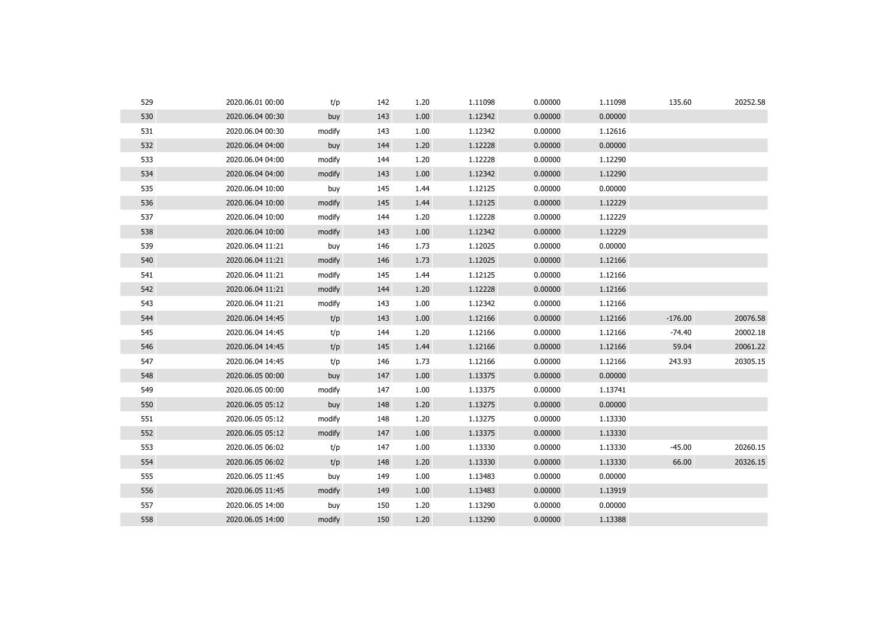| | | | | | | | | | |
|---|---|---|---|---|---|---|---|---|---|
| 529 | 2020.06.01 00:00 | t/p | 142 | 1.20 | 1.11098 | 0.00000 | 1.11098 | 135.60 | 20252.58 |
| 530 | 2020.06.04 00:30 | buy | 143 | 1.00 | 1.12342 | 0.00000 | 0.00000 | | |
| 531 | 2020.06.04 00:30 | modify | 143 | 1.00 | 1.12342 | 0.00000 | 1.12616 | | |
| 532 | 2020.06.04 04:00 | buy | 144 | 1.20 | 1.12228 | 0.00000 | 0.00000 | | |
| 533 | 2020.06.04 04:00 | modify | 144 | 1.20 | 1.12228 | 0.00000 | 1.12290 | | |
| 534 | 2020.06.04 04:00 | modify | 143 | 1.00 | 1.12342 | 0.00000 | 1.12290 | | |
| 535 | 2020.06.04 10:00 | buy | 145 | 1.44 | 1.12125 | 0.00000 | 0.00000 | | |
| 536 | 2020.06.04 10:00 | modify | 145 | 1.44 | 1.12125 | 0.00000 | 1.12229 | | |
| 537 | 2020.06.04 10:00 | modify | 144 | 1.20 | 1.12228 | 0.00000 | 1.12229 | | |
| 538 | 2020.06.04 10:00 | modify | 143 | 1.00 | 1.12342 | 0.00000 | 1.12229 | | |
| 539 | 2020.06.04 11:21 | buy | 146 | 1.73 | 1.12025 | 0.00000 | 0.00000 | | |
| 540 | 2020.06.04 11:21 | modify | 146 | 1.73 | 1.12025 | 0.00000 | 1.12166 | | |
| 541 | 2020.06.04 11:21 | modify | 145 | 1.44 | 1.12125 | 0.00000 | 1.12166 | | |
| 542 | 2020.06.04 11:21 | modify | 144 | 1.20 | 1.12228 | 0.00000 | 1.12166 | | |
| 543 | 2020.06.04 11:21 | modify | 143 | 1.00 | 1.12342 | 0.00000 | 1.12166 | | |
| 544 | 2020.06.04 14:45 | t/p | 143 | 1.00 | 1.12166 | 0.00000 | 1.12166 | -176.00 | 20076.58 |
| 545 | 2020.06.04 14:45 | t/p | 144 | 1.20 | 1.12166 | 0.00000 | 1.12166 | -74.40 | 20002.18 |
| 546 | 2020.06.04 14:45 | t/p | 145 | 1.44 | 1.12166 | 0.00000 | 1.12166 | 59.04 | 20061.22 |
| 547 | 2020.06.04 14:45 | t/p | 146 | 1.73 | 1.12166 | 0.00000 | 1.12166 | 243.93 | 20305.15 |
| 548 | 2020.06.05 00:00 | buy | 147 | 1.00 | 1.13375 | 0.00000 | 0.00000 | | |
| 549 | 2020.06.05 00:00 | modify | 147 | 1.00 | 1.13375 | 0.00000 | 1.13741 | | |
| 550 | 2020.06.05 05:12 | buy | 148 | 1.20 | 1.13275 | 0.00000 | 0.00000 | | |
| 551 | 2020.06.05 05:12 | modify | 148 | 1.20 | 1.13275 | 0.00000 | 1.13330 | | |
| 552 | 2020.06.05 05:12 | modify | 147 | 1.00 | 1.13375 | 0.00000 | 1.13330 | | |
| 553 | 2020.06.05 06:02 | t/p | 147 | 1.00 | 1.13330 | 0.00000 | 1.13330 | -45.00 | 20260.15 |
| 554 | 2020.06.05 06:02 | t/p | 148 | 1.20 | 1.13330 | 0.00000 | 1.13330 | 66.00 | 20326.15 |
| 555 | 2020.06.05 11:45 | buy | 149 | 1.00 | 1.13483 | 0.00000 | 0.00000 | | |
| 556 | 2020.06.05 11:45 | modify | 149 | 1.00 | 1.13483 | 0.00000 | 1.13919 | | |
| 557 | 2020.06.05 14:00 | buy | 150 | 1.20 | 1.13290 | 0.00000 | 0.00000 | | |
| 558 | 2020.06.05 14:00 | modify | 150 | 1.20 | 1.13290 | 0.00000 | 1.13388 | | |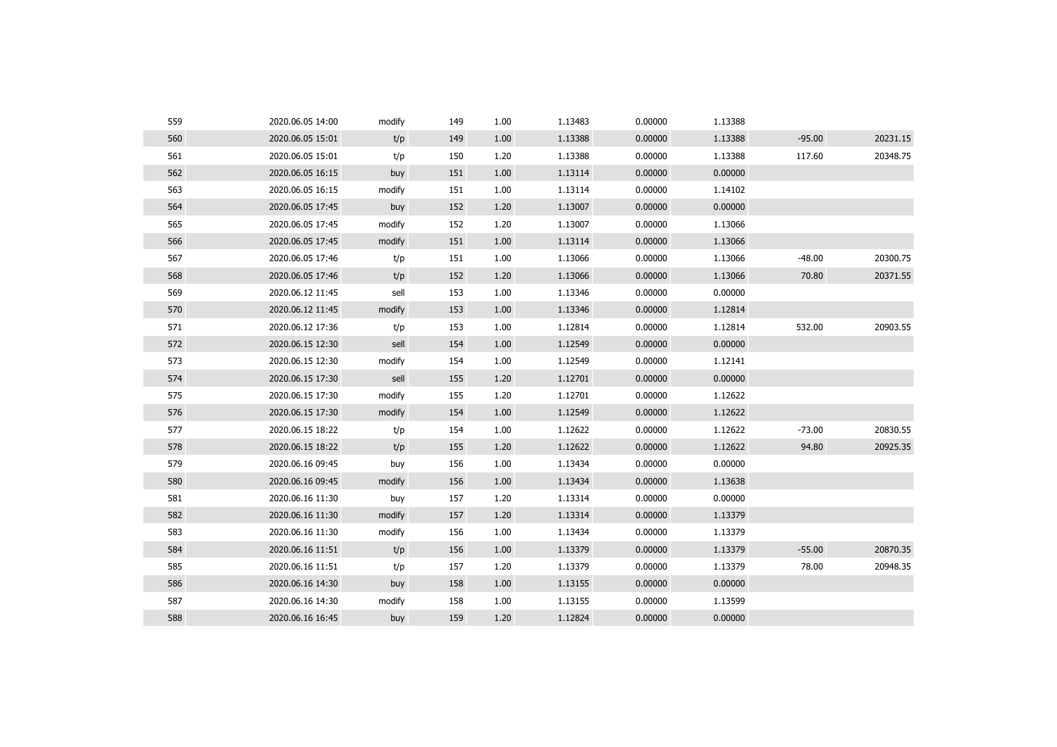| | | | | | | | | | |
|---|---|---|---|---|---|---|---|---|---|
| 559 | 2020.06.05 14:00 | modify | 149 | 1.00 | 1.13483 | 0.00000 | 1.13388 | | |
| 560 | 2020.06.05 15:01 | t/p | 149 | 1.00 | 1.13388 | 0.00000 | 1.13388 | -95.00 | 20231.15 |
| 561 | 2020.06.05 15:01 | t/p | 150 | 1.20 | 1.13388 | 0.00000 | 1.13388 | 117.60 | 20348.75 |
| 562 | 2020.06.05 16:15 | buy | 151 | 1.00 | 1.13114 | 0.00000 | 0.00000 | | |
| 563 | 2020.06.05 16:15 | modify | 151 | 1.00 | 1.13114 | 0.00000 | 1.14102 | | |
| 564 | 2020.06.05 17:45 | buy | 152 | 1.20 | 1.13007 | 0.00000 | 0.00000 | | |
| 565 | 2020.06.05 17:45 | modify | 152 | 1.20 | 1.13007 | 0.00000 | 1.13066 | | |
| 566 | 2020.06.05 17:45 | modify | 151 | 1.00 | 1.13114 | 0.00000 | 1.13066 | | |
| 567 | 2020.06.05 17:46 | t/p | 151 | 1.00 | 1.13066 | 0.00000 | 1.13066 | -48.00 | 20300.75 |
| 568 | 2020.06.05 17:46 | t/p | 152 | 1.20 | 1.13066 | 0.00000 | 1.13066 | 70.80 | 20371.55 |
| 569 | 2020.06.12 11:45 | sell | 153 | 1.00 | 1.13346 | 0.00000 | 0.00000 | | |
| 570 | 2020.06.12 11:45 | modify | 153 | 1.00 | 1.13346 | 0.00000 | 1.12814 | | |
| 571 | 2020.06.12 17:36 | t/p | 153 | 1.00 | 1.12814 | 0.00000 | 1.12814 | 532.00 | 20903.55 |
| 572 | 2020.06.15 12:30 | sell | 154 | 1.00 | 1.12549 | 0.00000 | 0.00000 | | |
| 573 | 2020.06.15 12:30 | modify | 154 | 1.00 | 1.12549 | 0.00000 | 1.12141 | | |
| 574 | 2020.06.15 17:30 | sell | 155 | 1.20 | 1.12701 | 0.00000 | 0.00000 | | |
| 575 | 2020.06.15 17:30 | modify | 155 | 1.20 | 1.12701 | 0.00000 | 1.12622 | | |
| 576 | 2020.06.15 17:30 | modify | 154 | 1.00 | 1.12549 | 0.00000 | 1.12622 | | |
| 577 | 2020.06.15 18:22 | t/p | 154 | 1.00 | 1.12622 | 0.00000 | 1.12622 | -73.00 | 20830.55 |
| 578 | 2020.06.15 18:22 | t/p | 155 | 1.20 | 1.12622 | 0.00000 | 1.12622 | 94.80 | 20925.35 |
| 579 | 2020.06.16 09:45 | buy | 156 | 1.00 | 1.13434 | 0.00000 | 0.00000 | | |
| 580 | 2020.06.16 09:45 | modify | 156 | 1.00 | 1.13434 | 0.00000 | 1.13638 | | |
| 581 | 2020.06.16 11:30 | buy | 157 | 1.20 | 1.13314 | 0.00000 | 0.00000 | | |
| 582 | 2020.06.16 11:30 | modify | 157 | 1.20 | 1.13314 | 0.00000 | 1.13379 | | |
| 583 | 2020.06.16 11:30 | modify | 156 | 1.00 | 1.13434 | 0.00000 | 1.13379 | | |
| 584 | 2020.06.16 11:51 | t/p | 156 | 1.00 | 1.13379 | 0.00000 | 1.13379 | -55.00 | 20870.35 |
| 585 | 2020.06.16 11:51 | t/p | 157 | 1.20 | 1.13379 | 0.00000 | 1.13379 | 78.00 | 20948.35 |
| 586 | 2020.06.16 14:30 | buy | 158 | 1.00 | 1.13155 | 0.00000 | 0.00000 | | |
| 587 | 2020.06.16 14:30 | modify | 158 | 1.00 | 1.13155 | 0.00000 | 1.13599 | | |
| 588 | 2020.06.16 16:45 | buy | 159 | 1.20 | 1.12824 | 0.00000 | 0.00000 | | |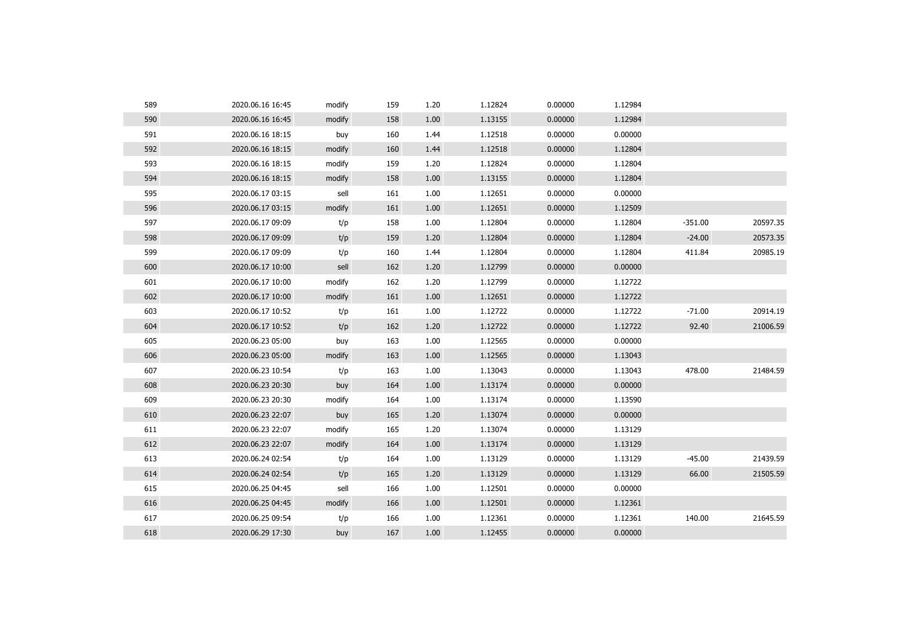| | | | | | | | | | |
|---|---|---|---|---|---|---|---|---|---|
| 589 | 2020.06.16 16:45 | modify | 159 | 1.20 | 1.12824 | 0.00000 | 1.12984 | | |
| 590 | 2020.06.16 16:45 | modify | 158 | 1.00 | 1.13155 | 0.00000 | 1.12984 | | |
| 591 | 2020.06.16 18:15 | buy | 160 | 1.44 | 1.12518 | 0.00000 | 0.00000 | | |
| 592 | 2020.06.16 18:15 | modify | 160 | 1.44 | 1.12518 | 0.00000 | 1.12804 | | |
| 593 | 2020.06.16 18:15 | modify | 159 | 1.20 | 1.12824 | 0.00000 | 1.12804 | | |
| 594 | 2020.06.16 18:15 | modify | 158 | 1.00 | 1.13155 | 0.00000 | 1.12804 | | |
| 595 | 2020.06.17 03:15 | sell | 161 | 1.00 | 1.12651 | 0.00000 | 0.00000 | | |
| 596 | 2020.06.17 03:15 | modify | 161 | 1.00 | 1.12651 | 0.00000 | 1.12509 | | |
| 597 | 2020.06.17 09:09 | t/p | 158 | 1.00 | 1.12804 | 0.00000 | 1.12804 | -351.00 | 20597.35 |
| 598 | 2020.06.17 09:09 | t/p | 159 | 1.20 | 1.12804 | 0.00000 | 1.12804 | -24.00 | 20573.35 |
| 599 | 2020.06.17 09:09 | t/p | 160 | 1.44 | 1.12804 | 0.00000 | 1.12804 | 411.84 | 20985.19 |
| 600 | 2020.06.17 10:00 | sell | 162 | 1.20 | 1.12799 | 0.00000 | 0.00000 | | |
| 601 | 2020.06.17 10:00 | modify | 162 | 1.20 | 1.12799 | 0.00000 | 1.12722 | | |
| 602 | 2020.06.17 10:00 | modify | 161 | 1.00 | 1.12651 | 0.00000 | 1.12722 | | |
| 603 | 2020.06.17 10:52 | t/p | 161 | 1.00 | 1.12722 | 0.00000 | 1.12722 | -71.00 | 20914.19 |
| 604 | 2020.06.17 10:52 | t/p | 162 | 1.20 | 1.12722 | 0.00000 | 1.12722 | 92.40 | 21006.59 |
| 605 | 2020.06.23 05:00 | buy | 163 | 1.00 | 1.12565 | 0.00000 | 0.00000 | | |
| 606 | 2020.06.23 05:00 | modify | 163 | 1.00 | 1.12565 | 0.00000 | 1.13043 | | |
| 607 | 2020.06.23 10:54 | t/p | 163 | 1.00 | 1.13043 | 0.00000 | 1.13043 | 478.00 | 21484.59 |
| 608 | 2020.06.23 20:30 | buy | 164 | 1.00 | 1.13174 | 0.00000 | 0.00000 | | |
| 609 | 2020.06.23 20:30 | modify | 164 | 1.00 | 1.13174 | 0.00000 | 1.13590 | | |
| 610 | 2020.06.23 22:07 | buy | 165 | 1.20 | 1.13074 | 0.00000 | 0.00000 | | |
| 611 | 2020.06.23 22:07 | modify | 165 | 1.20 | 1.13074 | 0.00000 | 1.13129 | | |
| 612 | 2020.06.23 22:07 | modify | 164 | 1.00 | 1.13174 | 0.00000 | 1.13129 | | |
| 613 | 2020.06.24 02:54 | t/p | 164 | 1.00 | 1.13129 | 0.00000 | 1.13129 | -45.00 | 21439.59 |
| 614 | 2020.06.24 02:54 | t/p | 165 | 1.20 | 1.13129 | 0.00000 | 1.13129 | 66.00 | 21505.59 |
| 615 | 2020.06.25 04:45 | sell | 166 | 1.00 | 1.12501 | 0.00000 | 0.00000 | | |
| 616 | 2020.06.25 04:45 | modify | 166 | 1.00 | 1.12501 | 0.00000 | 1.12361 | | |
| 617 | 2020.06.25 09:54 | t/p | 166 | 1.00 | 1.12361 | 0.00000 | 1.12361 | 140.00 | 21645.59 |
| 618 | 2020.06.29 17:30 | buy | 167 | 1.00 | 1.12455 | 0.00000 | 0.00000 | | |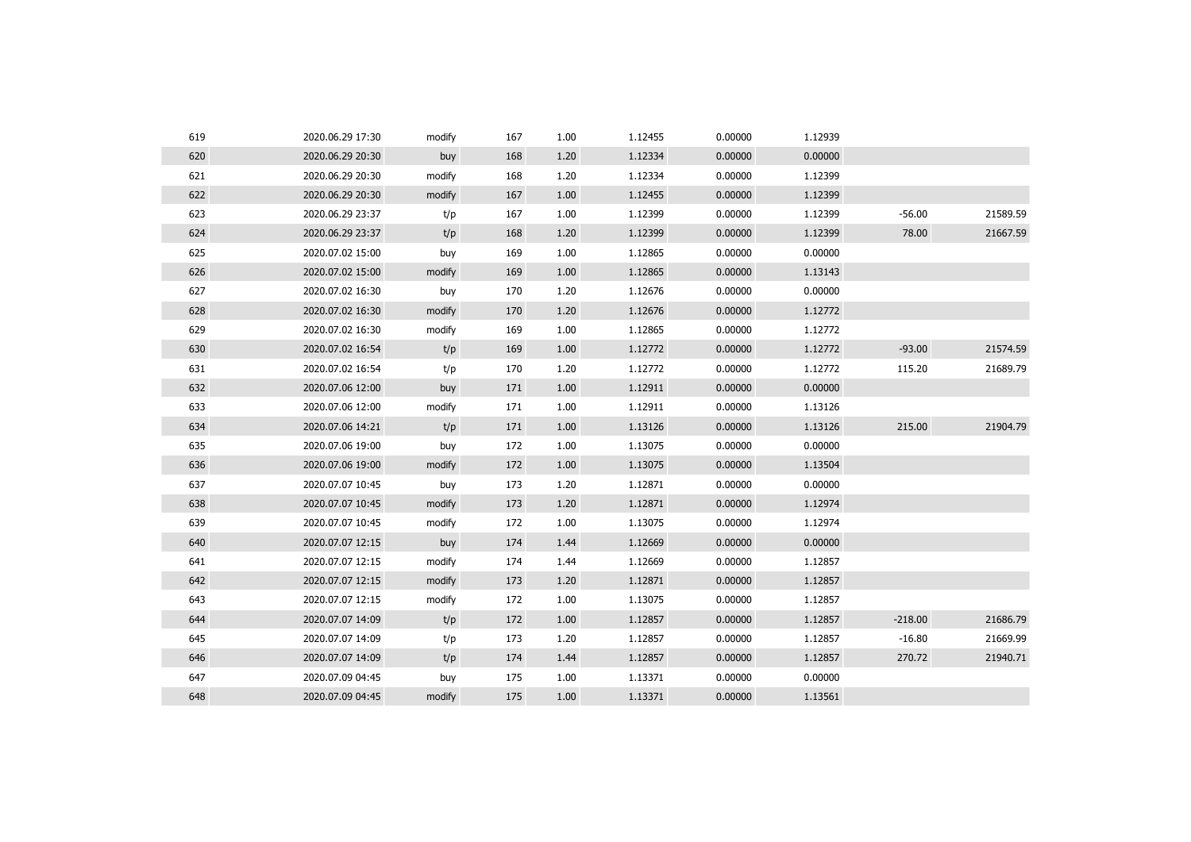| | | | | | | | | | |
|---|---|---|---|---|---|---|---|---|---|
| 619 | 2020.06.29 17:30 | modify | 167 | 1.00 | 1.12455 | 0.00000 | 1.12939 | | |
| 620 | 2020.06.29 20:30 | buy | 168 | 1.20 | 1.12334 | 0.00000 | 0.00000 | | |
| 621 | 2020.06.29 20:30 | modify | 168 | 1.20 | 1.12334 | 0.00000 | 1.12399 | | |
| 622 | 2020.06.29 20:30 | modify | 167 | 1.00 | 1.12455 | 0.00000 | 1.12399 | | |
| 623 | 2020.06.29 23:37 | t/p | 167 | 1.00 | 1.12399 | 0.00000 | 1.12399 | -56.00 | 21589.59 |
| 624 | 2020.06.29 23:37 | t/p | 168 | 1.20 | 1.12399 | 0.00000 | 1.12399 | 78.00 | 21667.59 |
| 625 | 2020.07.02 15:00 | buy | 169 | 1.00 | 1.12865 | 0.00000 | 0.00000 | | |
| 626 | 2020.07.02 15:00 | modify | 169 | 1.00 | 1.12865 | 0.00000 | 1.13143 | | |
| 627 | 2020.07.02 16:30 | buy | 170 | 1.20 | 1.12676 | 0.00000 | 0.00000 | | |
| 628 | 2020.07.02 16:30 | modify | 170 | 1.20 | 1.12676 | 0.00000 | 1.12772 | | |
| 629 | 2020.07.02 16:30 | modify | 169 | 1.00 | 1.12865 | 0.00000 | 1.12772 | | |
| 630 | 2020.07.02 16:54 | t/p | 169 | 1.00 | 1.12772 | 0.00000 | 1.12772 | -93.00 | 21574.59 |
| 631 | 2020.07.02 16:54 | t/p | 170 | 1.20 | 1.12772 | 0.00000 | 1.12772 | 115.20 | 21689.79 |
| 632 | 2020.07.06 12:00 | buy | 171 | 1.00 | 1.12911 | 0.00000 | 0.00000 | | |
| 633 | 2020.07.06 12:00 | modify | 171 | 1.00 | 1.12911 | 0.00000 | 1.13126 | | |
| 634 | 2020.07.06 14:21 | t/p | 171 | 1.00 | 1.13126 | 0.00000 | 1.13126 | 215.00 | 21904.79 |
| 635 | 2020.07.06 19:00 | buy | 172 | 1.00 | 1.13075 | 0.00000 | 0.00000 | | |
| 636 | 2020.07.06 19:00 | modify | 172 | 1.00 | 1.13075 | 0.00000 | 1.13504 | | |
| 637 | 2020.07.07 10:45 | buy | 173 | 1.20 | 1.12871 | 0.00000 | 0.00000 | | |
| 638 | 2020.07.07 10:45 | modify | 173 | 1.20 | 1.12871 | 0.00000 | 1.12974 | | |
| 639 | 2020.07.07 10:45 | modify | 172 | 1.00 | 1.13075 | 0.00000 | 1.12974 | | |
| 640 | 2020.07.07 12:15 | buy | 174 | 1.44 | 1.12669 | 0.00000 | 0.00000 | | |
| 641 | 2020.07.07 12:15 | modify | 174 | 1.44 | 1.12669 | 0.00000 | 1.12857 | | |
| 642 | 2020.07.07 12:15 | modify | 173 | 1.20 | 1.12871 | 0.00000 | 1.12857 | | |
| 643 | 2020.07.07 12:15 | modify | 172 | 1.00 | 1.13075 | 0.00000 | 1.12857 | | |
| 644 | 2020.07.07 14:09 | t/p | 172 | 1.00 | 1.12857 | 0.00000 | 1.12857 | -218.00 | 21686.79 |
| 645 | 2020.07.07 14:09 | t/p | 173 | 1.20 | 1.12857 | 0.00000 | 1.12857 | -16.80 | 21669.99 |
| 646 | 2020.07.07 14:09 | t/p | 174 | 1.44 | 1.12857 | 0.00000 | 1.12857 | 270.72 | 21940.71 |
| 647 | 2020.07.09 04:45 | buy | 175 | 1.00 | 1.13371 | 0.00000 | 0.00000 | | |
| 648 | 2020.07.09 04:45 | modify | 175 | 1.00 | 1.13371 | 0.00000 | 1.13561 | | |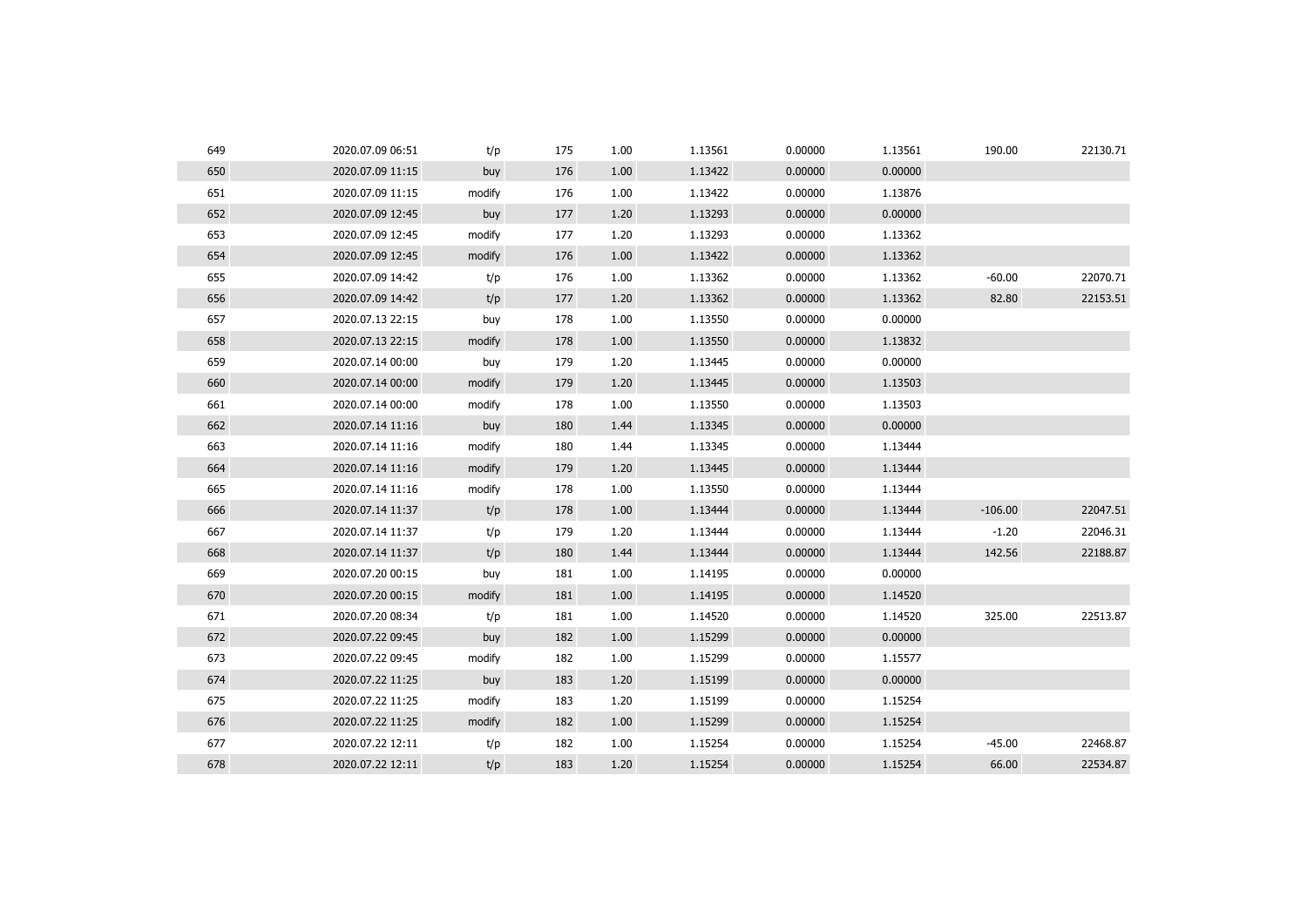| | | | | | | | | | |
|---|---|---|---|---|---|---|---|---|---|
| 649 | 2020.07.09 06:51 | t/p | 175 | 1.00 | 1.13561 | 0.00000 | 1.13561 | 190.00 | 22130.71 |
| 650 | 2020.07.09 11:15 | buy | 176 | 1.00 | 1.13422 | 0.00000 | 0.00000 | | |
| 651 | 2020.07.09 11:15 | modify | 176 | 1.00 | 1.13422 | 0.00000 | 1.13876 | | |
| 652 | 2020.07.09 12:45 | buy | 177 | 1.20 | 1.13293 | 0.00000 | 0.00000 | | |
| 653 | 2020.07.09 12:45 | modify | 177 | 1.20 | 1.13293 | 0.00000 | 1.13362 | | |
| 654 | 2020.07.09 12:45 | modify | 176 | 1.00 | 1.13422 | 0.00000 | 1.13362 | | |
| 655 | 2020.07.09 14:42 | t/p | 176 | 1.00 | 1.13362 | 0.00000 | 1.13362 | -60.00 | 22070.71 |
| 656 | 2020.07.09 14:42 | t/p | 177 | 1.20 | 1.13362 | 0.00000 | 1.13362 | 82.80 | 22153.51 |
| 657 | 2020.07.13 22:15 | buy | 178 | 1.00 | 1.13550 | 0.00000 | 0.00000 | | |
| 658 | 2020.07.13 22:15 | modify | 178 | 1.00 | 1.13550 | 0.00000 | 1.13832 | | |
| 659 | 2020.07.14 00:00 | buy | 179 | 1.20 | 1.13445 | 0.00000 | 0.00000 | | |
| 660 | 2020.07.14 00:00 | modify | 179 | 1.20 | 1.13445 | 0.00000 | 1.13503 | | |
| 661 | 2020.07.14 00:00 | modify | 178 | 1.00 | 1.13550 | 0.00000 | 1.13503 | | |
| 662 | 2020.07.14 11:16 | buy | 180 | 1.44 | 1.13345 | 0.00000 | 0.00000 | | |
| 663 | 2020.07.14 11:16 | modify | 180 | 1.44 | 1.13345 | 0.00000 | 1.13444 | | |
| 664 | 2020.07.14 11:16 | modify | 179 | 1.20 | 1.13445 | 0.00000 | 1.13444 | | |
| 665 | 2020.07.14 11:16 | modify | 178 | 1.00 | 1.13550 | 0.00000 | 1.13444 | | |
| 666 | 2020.07.14 11:37 | t/p | 178 | 1.00 | 1.13444 | 0.00000 | 1.13444 | -106.00 | 22047.51 |
| 667 | 2020.07.14 11:37 | t/p | 179 | 1.20 | 1.13444 | 0.00000 | 1.13444 | -1.20 | 22046.31 |
| 668 | 2020.07.14 11:37 | t/p | 180 | 1.44 | 1.13444 | 0.00000 | 1.13444 | 142.56 | 22188.87 |
| 669 | 2020.07.20 00:15 | buy | 181 | 1.00 | 1.14195 | 0.00000 | 0.00000 | | |
| 670 | 2020.07.20 00:15 | modify | 181 | 1.00 | 1.14195 | 0.00000 | 1.14520 | | |
| 671 | 2020.07.20 08:34 | t/p | 181 | 1.00 | 1.14520 | 0.00000 | 1.14520 | 325.00 | 22513.87 |
| 672 | 2020.07.22 09:45 | buy | 182 | 1.00 | 1.15299 | 0.00000 | 0.00000 | | |
| 673 | 2020.07.22 09:45 | modify | 182 | 1.00 | 1.15299 | 0.00000 | 1.15577 | | |
| 674 | 2020.07.22 11:25 | buy | 183 | 1.20 | 1.15199 | 0.00000 | 0.00000 | | |
| 675 | 2020.07.22 11:25 | modify | 183 | 1.20 | 1.15199 | 0.00000 | 1.15254 | | |
| 676 | 2020.07.22 11:25 | modify | 182 | 1.00 | 1.15299 | 0.00000 | 1.15254 | | |
| 677 | 2020.07.22 12:11 | t/p | 182 | 1.00 | 1.15254 | 0.00000 | 1.15254 | -45.00 | 22468.87 |
| 678 | 2020.07.22 12:11 | t/p | 183 | 1.20 | 1.15254 | 0.00000 | 1.15254 | 66.00 | 22534.87 |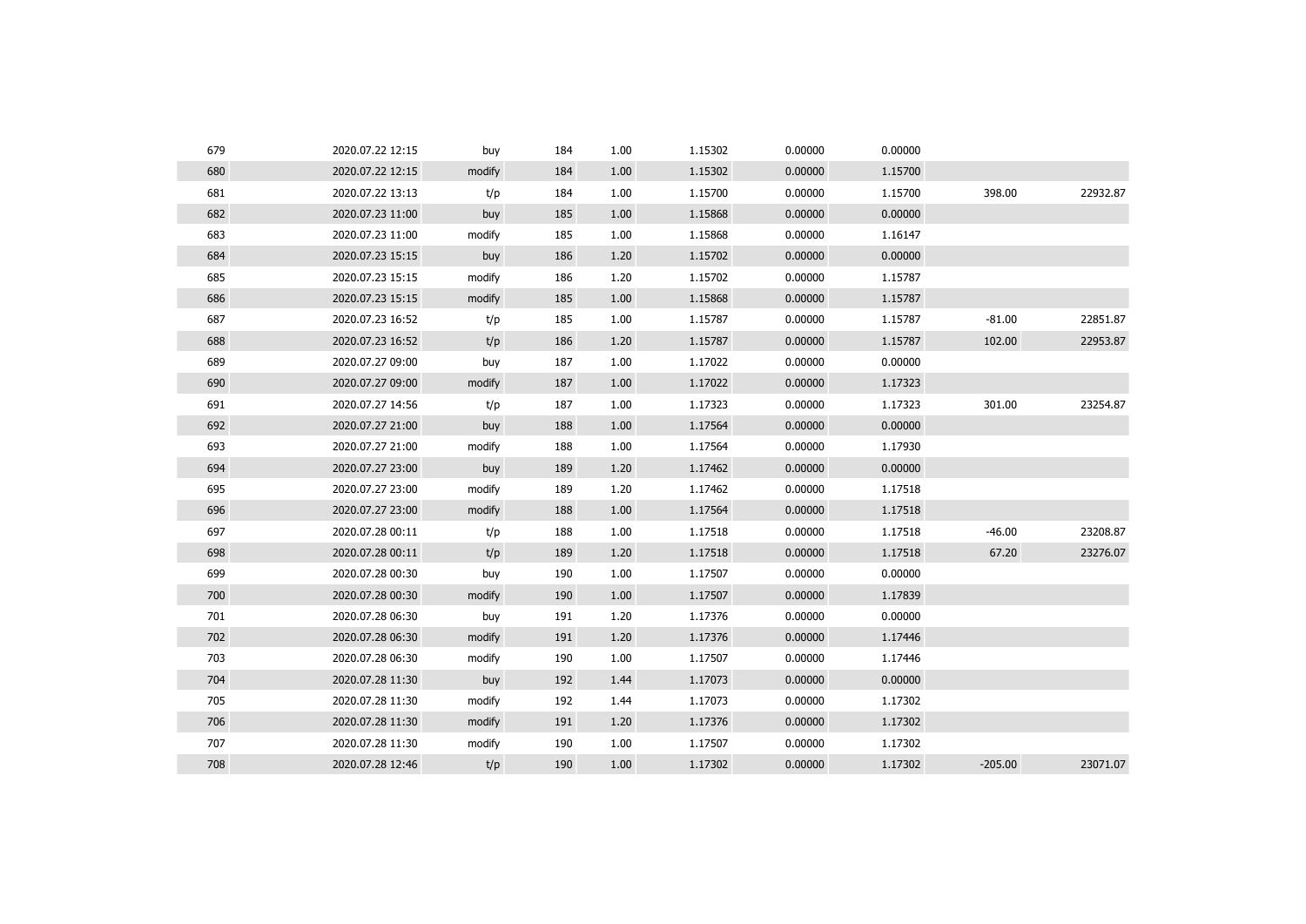| | | | | | | | | | |
|---|---|---|---|---|---|---|---|---|---|
| 679 | 2020.07.22 12:15 | buy | 184 | 1.00 | 1.15302 | 0.00000 | 0.00000 | | |
| 680 | 2020.07.22 12:15 | modify | 184 | 1.00 | 1.15302 | 0.00000 | 1.15700 | | |
| 681 | 2020.07.22 13:13 | t/p | 184 | 1.00 | 1.15700 | 0.00000 | 1.15700 | 398.00 | 22932.87 |
| 682 | 2020.07.23 11:00 | buy | 185 | 1.00 | 1.15868 | 0.00000 | 0.00000 | | |
| 683 | 2020.07.23 11:00 | modify | 185 | 1.00 | 1.15868 | 0.00000 | 1.16147 | | |
| 684 | 2020.07.23 15:15 | buy | 186 | 1.20 | 1.15702 | 0.00000 | 0.00000 | | |
| 685 | 2020.07.23 15:15 | modify | 186 | 1.20 | 1.15702 | 0.00000 | 1.15787 | | |
| 686 | 2020.07.23 15:15 | modify | 185 | 1.00 | 1.15868 | 0.00000 | 1.15787 | | |
| 687 | 2020.07.23 16:52 | t/p | 185 | 1.00 | 1.15787 | 0.00000 | 1.15787 | -81.00 | 22851.87 |
| 688 | 2020.07.23 16:52 | t/p | 186 | 1.20 | 1.15787 | 0.00000 | 1.15787 | 102.00 | 22953.87 |
| 689 | 2020.07.27 09:00 | buy | 187 | 1.00 | 1.17022 | 0.00000 | 0.00000 | | |
| 690 | 2020.07.27 09:00 | modify | 187 | 1.00 | 1.17022 | 0.00000 | 1.17323 | | |
| 691 | 2020.07.27 14:56 | t/p | 187 | 1.00 | 1.17323 | 0.00000 | 1.17323 | 301.00 | 23254.87 |
| 692 | 2020.07.27 21:00 | buy | 188 | 1.00 | 1.17564 | 0.00000 | 0.00000 | | |
| 693 | 2020.07.27 21:00 | modify | 188 | 1.00 | 1.17564 | 0.00000 | 1.17930 | | |
| 694 | 2020.07.27 23:00 | buy | 189 | 1.20 | 1.17462 | 0.00000 | 0.00000 | | |
| 695 | 2020.07.27 23:00 | modify | 189 | 1.20 | 1.17462 | 0.00000 | 1.17518 | | |
| 696 | 2020.07.27 23:00 | modify | 188 | 1.00 | 1.17564 | 0.00000 | 1.17518 | | |
| 697 | 2020.07.28 00:11 | t/p | 188 | 1.00 | 1.17518 | 0.00000 | 1.17518 | -46.00 | 23208.87 |
| 698 | 2020.07.28 00:11 | t/p | 189 | 1.20 | 1.17518 | 0.00000 | 1.17518 | 67.20 | 23276.07 |
| 699 | 2020.07.28 00:30 | buy | 190 | 1.00 | 1.17507 | 0.00000 | 0.00000 | | |
| 700 | 2020.07.28 00:30 | modify | 190 | 1.00 | 1.17507 | 0.00000 | 1.17839 | | |
| 701 | 2020.07.28 06:30 | buy | 191 | 1.20 | 1.17376 | 0.00000 | 0.00000 | | |
| 702 | 2020.07.28 06:30 | modify | 191 | 1.20 | 1.17376 | 0.00000 | 1.17446 | | |
| 703 | 2020.07.28 06:30 | modify | 190 | 1.00 | 1.17507 | 0.00000 | 1.17446 | | |
| 704 | 2020.07.28 11:30 | buy | 192 | 1.44 | 1.17073 | 0.00000 | 0.00000 | | |
| 705 | 2020.07.28 11:30 | modify | 192 | 1.44 | 1.17073 | 0.00000 | 1.17302 | | |
| 706 | 2020.07.28 11:30 | modify | 191 | 1.20 | 1.17376 | 0.00000 | 1.17302 | | |
| 707 | 2020.07.28 11:30 | modify | 190 | 1.00 | 1.17507 | 0.00000 | 1.17302 | | |
| 708 | 2020.07.28 12:46 | t/p | 190 | 1.00 | 1.17302 | 0.00000 | 1.17302 | -205.00 | 23071.07 |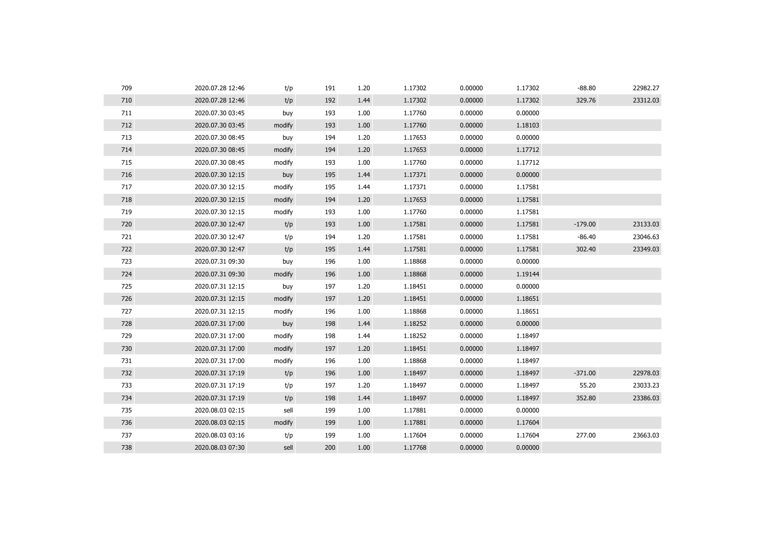| | | | | | | | | | |
|---|---|---|---|---|---|---|---|---|---|
| 709 | 2020.07.28 12:46 | t/p | 191 | 1.20 | 1.17302 | 0.00000 | 1.17302 | -88.80 | 22982.27 |
| 710 | 2020.07.28 12:46 | t/p | 192 | 1.44 | 1.17302 | 0.00000 | 1.17302 | 329.76 | 23312.03 |
| 711 | 2020.07.30 03:45 | buy | 193 | 1.00 | 1.17760 | 0.00000 | 0.00000 | | |
| 712 | 2020.07.30 03:45 | modify | 193 | 1.00 | 1.17760 | 0.00000 | 1.18103 | | |
| 713 | 2020.07.30 08:45 | buy | 194 | 1.20 | 1.17653 | 0.00000 | 0.00000 | | |
| 714 | 2020.07.30 08:45 | modify | 194 | 1.20 | 1.17653 | 0.00000 | 1.17712 | | |
| 715 | 2020.07.30 08:45 | modify | 193 | 1.00 | 1.17760 | 0.00000 | 1.17712 | | |
| 716 | 2020.07.30 12:15 | buy | 195 | 1.44 | 1.17371 | 0.00000 | 0.00000 | | |
| 717 | 2020.07.30 12:15 | modify | 195 | 1.44 | 1.17371 | 0.00000 | 1.17581 | | |
| 718 | 2020.07.30 12:15 | modify | 194 | 1.20 | 1.17653 | 0.00000 | 1.17581 | | |
| 719 | 2020.07.30 12:15 | modify | 193 | 1.00 | 1.17760 | 0.00000 | 1.17581 | | |
| 720 | 2020.07.30 12:47 | t/p | 193 | 1.00 | 1.17581 | 0.00000 | 1.17581 | -179.00 | 23133.03 |
| 721 | 2020.07.30 12:47 | t/p | 194 | 1.20 | 1.17581 | 0.00000 | 1.17581 | -86.40 | 23046.63 |
| 722 | 2020.07.30 12:47 | t/p | 195 | 1.44 | 1.17581 | 0.00000 | 1.17581 | 302.40 | 23349.03 |
| 723 | 2020.07.31 09:30 | buy | 196 | 1.00 | 1.18868 | 0.00000 | 0.00000 | | |
| 724 | 2020.07.31 09:30 | modify | 196 | 1.00 | 1.18868 | 0.00000 | 1.19144 | | |
| 725 | 2020.07.31 12:15 | buy | 197 | 1.20 | 1.18451 | 0.00000 | 0.00000 | | |
| 726 | 2020.07.31 12:15 | modify | 197 | 1.20 | 1.18451 | 0.00000 | 1.18651 | | |
| 727 | 2020.07.31 12:15 | modify | 196 | 1.00 | 1.18868 | 0.00000 | 1.18651 | | |
| 728 | 2020.07.31 17:00 | buy | 198 | 1.44 | 1.18252 | 0.00000 | 0.00000 | | |
| 729 | 2020.07.31 17:00 | modify | 198 | 1.44 | 1.18252 | 0.00000 | 1.18497 | | |
| 730 | 2020.07.31 17:00 | modify | 197 | 1.20 | 1.18451 | 0.00000 | 1.18497 | | |
| 731 | 2020.07.31 17:00 | modify | 196 | 1.00 | 1.18868 | 0.00000 | 1.18497 | | |
| 732 | 2020.07.31 17:19 | t/p | 196 | 1.00 | 1.18497 | 0.00000 | 1.18497 | -371.00 | 22978.03 |
| 733 | 2020.07.31 17:19 | t/p | 197 | 1.20 | 1.18497 | 0.00000 | 1.18497 | 55.20 | 23033.23 |
| 734 | 2020.07.31 17:19 | t/p | 198 | 1.44 | 1.18497 | 0.00000 | 1.18497 | 352.80 | 23386.03 |
| 735 | 2020.08.03 02:15 | sell | 199 | 1.00 | 1.17881 | 0.00000 | 0.00000 | | |
| 736 | 2020.08.03 02:15 | modify | 199 | 1.00 | 1.17881 | 0.00000 | 1.17604 | | |
| 737 | 2020.08.03 03:16 | t/p | 199 | 1.00 | 1.17604 | 0.00000 | 1.17604 | 277.00 | 23663.03 |
| 738 | 2020.08.03 07:30 | sell | 200 | 1.00 | 1.17768 | 0.00000 | 0.00000 | | |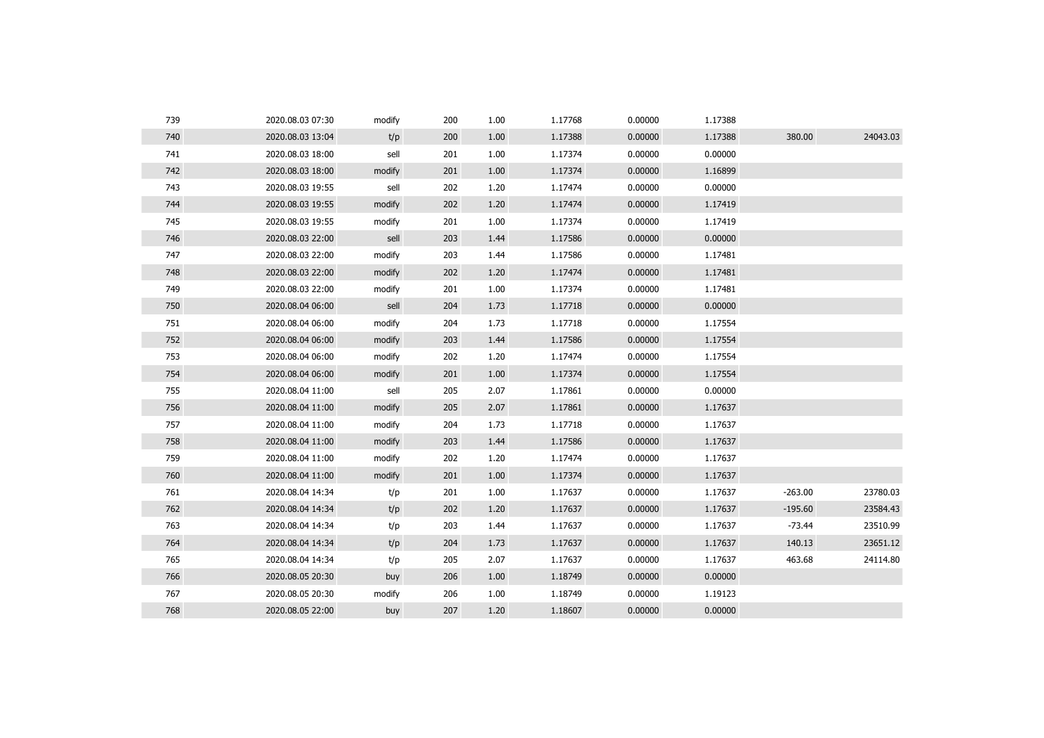| 739 | 2020.08.03 07:30 | modify | 200 | 1.00 | 1.17768 | 0.00000 | 1.17388 | | |
|---|---|---|---|---|---|---|---|---|---|
| 740 | 2020.08.03 13:04 | t/p | 200 | 1.00 | 1.17388 | 0.00000 | 1.17388 | 380.00 | 24043.03 |
| 741 | 2020.08.03 18:00 | sell | 201 | 1.00 | 1.17374 | 0.00000 | 0.00000 | | |
| 742 | 2020.08.03 18:00 | modify | 201 | 1.00 | 1.17374 | 0.00000 | 1.16899 | | |
| 743 | 2020.08.03 19:55 | sell | 202 | 1.20 | 1.17474 | 0.00000 | 0.00000 | | |
| 744 | 2020.08.03 19:55 | modify | 202 | 1.20 | 1.17474 | 0.00000 | 1.17419 | | |
| 745 | 2020.08.03 19:55 | modify | 201 | 1.00 | 1.17374 | 0.00000 | 1.17419 | | |
| 746 | 2020.08.03 22:00 | sell | 203 | 1.44 | 1.17586 | 0.00000 | 0.00000 | | |
| 747 | 2020.08.03 22:00 | modify | 203 | 1.44 | 1.17586 | 0.00000 | 1.17481 | | |
| 748 | 2020.08.03 22:00 | modify | 202 | 1.20 | 1.17474 | 0.00000 | 1.17481 | | |
| 749 | 2020.08.03 22:00 | modify | 201 | 1.00 | 1.17374 | 0.00000 | 1.17481 | | |
| 750 | 2020.08.04 06:00 | sell | 204 | 1.73 | 1.17718 | 0.00000 | 0.00000 | | |
| 751 | 2020.08.04 06:00 | modify | 204 | 1.73 | 1.17718 | 0.00000 | 1.17554 | | |
| 752 | 2020.08.04 06:00 | modify | 203 | 1.44 | 1.17586 | 0.00000 | 1.17554 | | |
| 753 | 2020.08.04 06:00 | modify | 202 | 1.20 | 1.17474 | 0.00000 | 1.17554 | | |
| 754 | 2020.08.04 06:00 | modify | 201 | 1.00 | 1.17374 | 0.00000 | 1.17554 | | |
| 755 | 2020.08.04 11:00 | sell | 205 | 2.07 | 1.17861 | 0.00000 | 0.00000 | | |
| 756 | 2020.08.04 11:00 | modify | 205 | 2.07 | 1.17861 | 0.00000 | 1.17637 | | |
| 757 | 2020.08.04 11:00 | modify | 204 | 1.73 | 1.17718 | 0.00000 | 1.17637 | | |
| 758 | 2020.08.04 11:00 | modify | 203 | 1.44 | 1.17586 | 0.00000 | 1.17637 | | |
| 759 | 2020.08.04 11:00 | modify | 202 | 1.20 | 1.17474 | 0.00000 | 1.17637 | | |
| 760 | 2020.08.04 11:00 | modify | 201 | 1.00 | 1.17374 | 0.00000 | 1.17637 | | |
| 761 | 2020.08.04 14:34 | t/p | 201 | 1.00 | 1.17637 | 0.00000 | 1.17637 | -263.00 | 23780.03 |
| 762 | 2020.08.04 14:34 | t/p | 202 | 1.20 | 1.17637 | 0.00000 | 1.17637 | -195.60 | 23584.43 |
| 763 | 2020.08.04 14:34 | t/p | 203 | 1.44 | 1.17637 | 0.00000 | 1.17637 | -73.44 | 23510.99 |
| 764 | 2020.08.04 14:34 | t/p | 204 | 1.73 | 1.17637 | 0.00000 | 1.17637 | 140.13 | 23651.12 |
| 765 | 2020.08.04 14:34 | t/p | 205 | 2.07 | 1.17637 | 0.00000 | 1.17637 | 463.68 | 24114.80 |
| 766 | 2020.08.05 20:30 | buy | 206 | 1.00 | 1.18749 | 0.00000 | 0.00000 | | |
| 767 | 2020.08.05 20:30 | modify | 206 | 1.00 | 1.18749 | 0.00000 | 1.19123 | | |
| 768 | 2020.08.05 22:00 | buy | 207 | 1.20 | 1.18607 | 0.00000 | 0.00000 | | |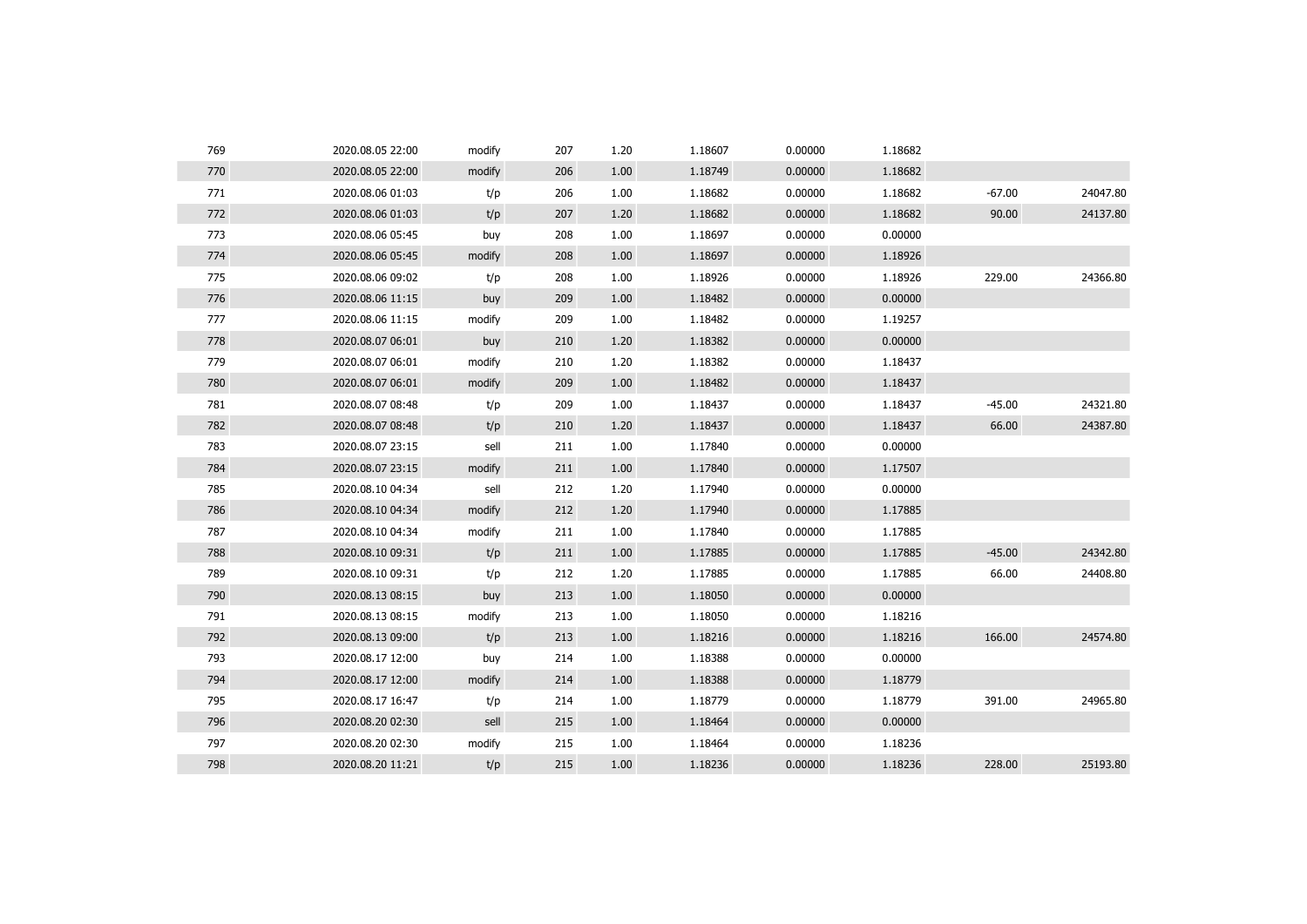| | | | | | | | | | |
|---|---|---|---|---|---|---|---|---|---|
| 769 | 2020.08.05 22:00 | modify | 207 | 1.20 | 1.18607 | 0.00000 | 1.18682 | | |
| 770 | 2020.08.05 22:00 | modify | 206 | 1.00 | 1.18749 | 0.00000 | 1.18682 | | |
| 771 | 2020.08.06 01:03 | t/p | 206 | 1.00 | 1.18682 | 0.00000 | 1.18682 | -67.00 | 24047.80 |
| 772 | 2020.08.06 01:03 | t/p | 207 | 1.20 | 1.18682 | 0.00000 | 1.18682 | 90.00 | 24137.80 |
| 773 | 2020.08.06 05:45 | buy | 208 | 1.00 | 1.18697 | 0.00000 | 0.00000 | | |
| 774 | 2020.08.06 05:45 | modify | 208 | 1.00 | 1.18697 | 0.00000 | 1.18926 | | |
| 775 | 2020.08.06 09:02 | t/p | 208 | 1.00 | 1.18926 | 0.00000 | 1.18926 | 229.00 | 24366.80 |
| 776 | 2020.08.06 11:15 | buy | 209 | 1.00 | 1.18482 | 0.00000 | 0.00000 | | |
| 777 | 2020.08.06 11:15 | modify | 209 | 1.00 | 1.18482 | 0.00000 | 1.19257 | | |
| 778 | 2020.08.07 06:01 | buy | 210 | 1.20 | 1.18382 | 0.00000 | 0.00000 | | |
| 779 | 2020.08.07 06:01 | modify | 210 | 1.20 | 1.18382 | 0.00000 | 1.18437 | | |
| 780 | 2020.08.07 06:01 | modify | 209 | 1.00 | 1.18482 | 0.00000 | 1.18437 | | |
| 781 | 2020.08.07 08:48 | t/p | 209 | 1.00 | 1.18437 | 0.00000 | 1.18437 | -45.00 | 24321.80 |
| 782 | 2020.08.07 08:48 | t/p | 210 | 1.20 | 1.18437 | 0.00000 | 1.18437 | 66.00 | 24387.80 |
| 783 | 2020.08.07 23:15 | sell | 211 | 1.00 | 1.17840 | 0.00000 | 0.00000 | | |
| 784 | 2020.08.07 23:15 | modify | 211 | 1.00 | 1.17840 | 0.00000 | 1.17507 | | |
| 785 | 2020.08.10 04:34 | sell | 212 | 1.20 | 1.17940 | 0.00000 | 0.00000 | | |
| 786 | 2020.08.10 04:34 | modify | 212 | 1.20 | 1.17940 | 0.00000 | 1.17885 | | |
| 787 | 2020.08.10 04:34 | modify | 211 | 1.00 | 1.17840 | 0.00000 | 1.17885 | | |
| 788 | 2020.08.10 09:31 | t/p | 211 | 1.00 | 1.17885 | 0.00000 | 1.17885 | -45.00 | 24342.80 |
| 789 | 2020.08.10 09:31 | t/p | 212 | 1.20 | 1.17885 | 0.00000 | 1.17885 | 66.00 | 24408.80 |
| 790 | 2020.08.13 08:15 | buy | 213 | 1.00 | 1.18050 | 0.00000 | 0.00000 | | |
| 791 | 2020.08.13 08:15 | modify | 213 | 1.00 | 1.18050 | 0.00000 | 1.18216 | | |
| 792 | 2020.08.13 09:00 | t/p | 213 | 1.00 | 1.18216 | 0.00000 | 1.18216 | 166.00 | 24574.80 |
| 793 | 2020.08.17 12:00 | buy | 214 | 1.00 | 1.18388 | 0.00000 | 0.00000 | | |
| 794 | 2020.08.17 12:00 | modify | 214 | 1.00 | 1.18388 | 0.00000 | 1.18779 | | |
| 795 | 2020.08.17 16:47 | t/p | 214 | 1.00 | 1.18779 | 0.00000 | 1.18779 | 391.00 | 24965.80 |
| 796 | 2020.08.20 02:30 | sell | 215 | 1.00 | 1.18464 | 0.00000 | 0.00000 | | |
| 797 | 2020.08.20 02:30 | modify | 215 | 1.00 | 1.18464 | 0.00000 | 1.18236 | | |
| 798 | 2020.08.20 11:21 | t/p | 215 | 1.00 | 1.18236 | 0.00000 | 1.18236 | 228.00 | 25193.80 |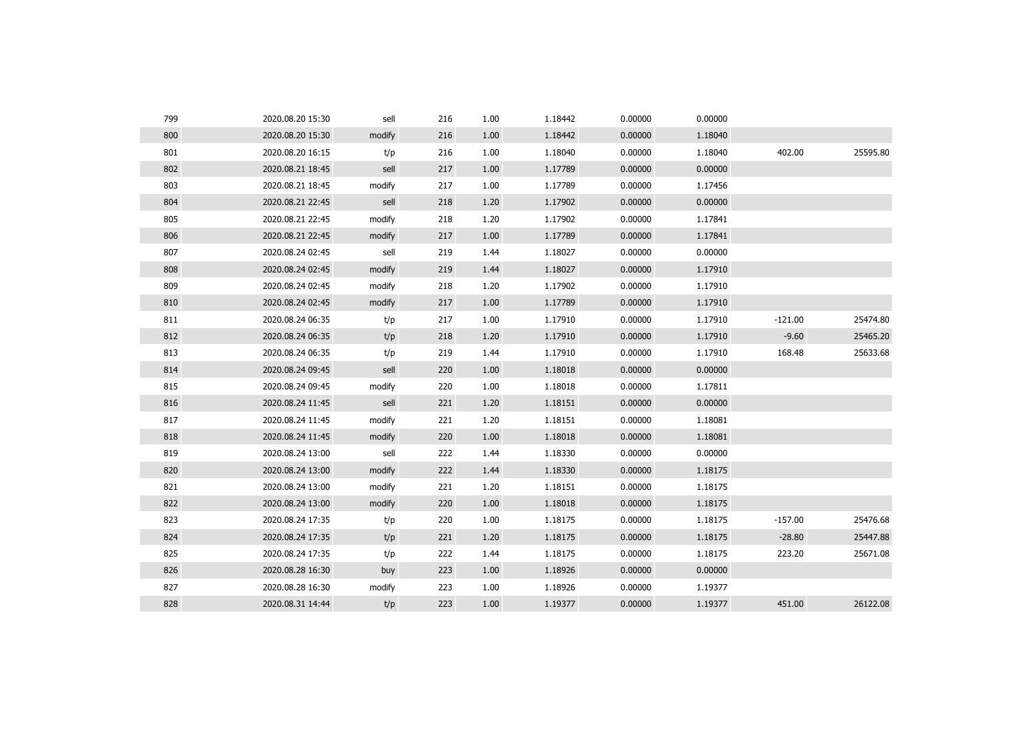| | | | | | | | | | |
|---|---|---|---|---|---|---|---|---|---|
| 799 | 2020.08.20 15:30 | sell | 216 | 1.00 | 1.18442 | 0.00000 | 0.00000 | | |
| 800 | 2020.08.20 15:30 | modify | 216 | 1.00 | 1.18442 | 0.00000 | 1.18040 | | |
| 801 | 2020.08.20 16:15 | t/p | 216 | 1.00 | 1.18040 | 0.00000 | 1.18040 | 402.00 | 25595.80 |
| 802 | 2020.08.21 18:45 | sell | 217 | 1.00 | 1.17789 | 0.00000 | 0.00000 | | |
| 803 | 2020.08.21 18:45 | modify | 217 | 1.00 | 1.17789 | 0.00000 | 1.17456 | | |
| 804 | 2020.08.21 22:45 | sell | 218 | 1.20 | 1.17902 | 0.00000 | 0.00000 | | |
| 805 | 2020.08.21 22:45 | modify | 218 | 1.20 | 1.17902 | 0.00000 | 1.17841 | | |
| 806 | 2020.08.21 22:45 | modify | 217 | 1.00 | 1.17789 | 0.00000 | 1.17841 | | |
| 807 | 2020.08.24 02:45 | sell | 219 | 1.44 | 1.18027 | 0.00000 | 0.00000 | | |
| 808 | 2020.08.24 02:45 | modify | 219 | 1.44 | 1.18027 | 0.00000 | 1.17910 | | |
| 809 | 2020.08.24 02:45 | modify | 218 | 1.20 | 1.17902 | 0.00000 | 1.17910 | | |
| 810 | 2020.08.24 02:45 | modify | 217 | 1.00 | 1.17789 | 0.00000 | 1.17910 | | |
| 811 | 2020.08.24 06:35 | t/p | 217 | 1.00 | 1.17910 | 0.00000 | 1.17910 | -121.00 | 25474.80 |
| 812 | 2020.08.24 06:35 | t/p | 218 | 1.20 | 1.17910 | 0.00000 | 1.17910 | -9.60 | 25465.20 |
| 813 | 2020.08.24 06:35 | t/p | 219 | 1.44 | 1.17910 | 0.00000 | 1.17910 | 168.48 | 25633.68 |
| 814 | 2020.08.24 09:45 | sell | 220 | 1.00 | 1.18018 | 0.00000 | 0.00000 | | |
| 815 | 2020.08.24 09:45 | modify | 220 | 1.00 | 1.18018 | 0.00000 | 1.17811 | | |
| 816 | 2020.08.24 11:45 | sell | 221 | 1.20 | 1.18151 | 0.00000 | 0.00000 | | |
| 817 | 2020.08.24 11:45 | modify | 221 | 1.20 | 1.18151 | 0.00000 | 1.18081 | | |
| 818 | 2020.08.24 11:45 | modify | 220 | 1.00 | 1.18018 | 0.00000 | 1.18081 | | |
| 819 | 2020.08.24 13:00 | sell | 222 | 1.44 | 1.18330 | 0.00000 | 0.00000 | | |
| 820 | 2020.08.24 13:00 | modify | 222 | 1.44 | 1.18330 | 0.00000 | 1.18175 | | |
| 821 | 2020.08.24 13:00 | modify | 221 | 1.20 | 1.18151 | 0.00000 | 1.18175 | | |
| 822 | 2020.08.24 13:00 | modify | 220 | 1.00 | 1.18018 | 0.00000 | 1.18175 | | |
| 823 | 2020.08.24 17:35 | t/p | 220 | 1.00 | 1.18175 | 0.00000 | 1.18175 | -157.00 | 25476.68 |
| 824 | 2020.08.24 17:35 | t/p | 221 | 1.20 | 1.18175 | 0.00000 | 1.18175 | -28.80 | 25447.88 |
| 825 | 2020.08.24 17:35 | t/p | 222 | 1.44 | 1.18175 | 0.00000 | 1.18175 | 223.20 | 25671.08 |
| 826 | 2020.08.28 16:30 | buy | 223 | 1.00 | 1.18926 | 0.00000 | 0.00000 | | |
| 827 | 2020.08.28 16:30 | modify | 223 | 1.00 | 1.18926 | 0.00000 | 1.19377 | | |
| 828 | 2020.08.31 14:44 | t/p | 223 | 1.00 | 1.19377 | 0.00000 | 1.19377 | 451.00 | 26122.08 |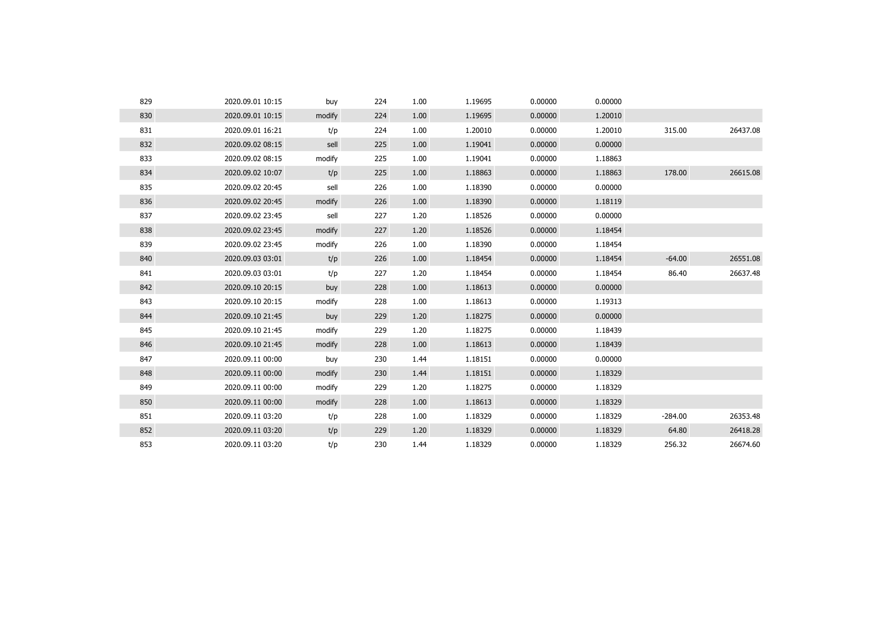| | | | | | | | | | |
|---|---|---|---|---|---|---|---|---|---|
| 829 | 2020.09.01 10:15 | buy | 224 | 1.00 | 1.19695 | 0.00000 | 0.00000 | | |
| 830 | 2020.09.01 10:15 | modify | 224 | 1.00 | 1.19695 | 0.00000 | 1.20010 | | |
| 831 | 2020.09.01 16:21 | t/p | 224 | 1.00 | 1.20010 | 0.00000 | 1.20010 | 315.00 | 26437.08 |
| 832 | 2020.09.02 08:15 | sell | 225 | 1.00 | 1.19041 | 0.00000 | 0.00000 | | |
| 833 | 2020.09.02 08:15 | modify | 225 | 1.00 | 1.19041 | 0.00000 | 1.18863 | | |
| 834 | 2020.09.02 10:07 | t/p | 225 | 1.00 | 1.18863 | 0.00000 | 1.18863 | 178.00 | 26615.08 |
| 835 | 2020.09.02 20:45 | sell | 226 | 1.00 | 1.18390 | 0.00000 | 0.00000 | | |
| 836 | 2020.09.02 20:45 | modify | 226 | 1.00 | 1.18390 | 0.00000 | 1.18119 | | |
| 837 | 2020.09.02 23:45 | sell | 227 | 1.20 | 1.18526 | 0.00000 | 0.00000 | | |
| 838 | 2020.09.02 23:45 | modify | 227 | 1.20 | 1.18526 | 0.00000 | 1.18454 | | |
| 839 | 2020.09.02 23:45 | modify | 226 | 1.00 | 1.18390 | 0.00000 | 1.18454 | | |
| 840 | 2020.09.03 03:01 | t/p | 226 | 1.00 | 1.18454 | 0.00000 | 1.18454 | -64.00 | 26551.08 |
| 841 | 2020.09.03 03:01 | t/p | 227 | 1.20 | 1.18454 | 0.00000 | 1.18454 | 86.40 | 26637.48 |
| 842 | 2020.09.10 20:15 | buy | 228 | 1.00 | 1.18613 | 0.00000 | 0.00000 | | |
| 843 | 2020.09.10 20:15 | modify | 228 | 1.00 | 1.18613 | 0.00000 | 1.19313 | | |
| 844 | 2020.09.10 21:45 | buy | 229 | 1.20 | 1.18275 | 0.00000 | 0.00000 | | |
| 845 | 2020.09.10 21:45 | modify | 229 | 1.20 | 1.18275 | 0.00000 | 1.18439 | | |
| 846 | 2020.09.10 21:45 | modify | 228 | 1.00 | 1.18613 | 0.00000 | 1.18439 | | |
| 847 | 2020.09.11 00:00 | buy | 230 | 1.44 | 1.18151 | 0.00000 | 0.00000 | | |
| 848 | 2020.09.11 00:00 | modify | 230 | 1.44 | 1.18151 | 0.00000 | 1.18329 | | |
| 849 | 2020.09.11 00:00 | modify | 229 | 1.20 | 1.18275 | 0.00000 | 1.18329 | | |
| 850 | 2020.09.11 00:00 | modify | 228 | 1.00 | 1.18613 | 0.00000 | 1.18329 | | |
| 851 | 2020.09.11 03:20 | t/p | 228 | 1.00 | 1.18329 | 0.00000 | 1.18329 | -284.00 | 26353.48 |
| 852 | 2020.09.11 03:20 | t/p | 229 | 1.20 | 1.18329 | 0.00000 | 1.18329 | 64.80 | 26418.28 |
| 853 | 2020.09.11 03:20 | t/p | 230 | 1.44 | 1.18329 | 0.00000 | 1.18329 | 256.32 | 26674.60 |